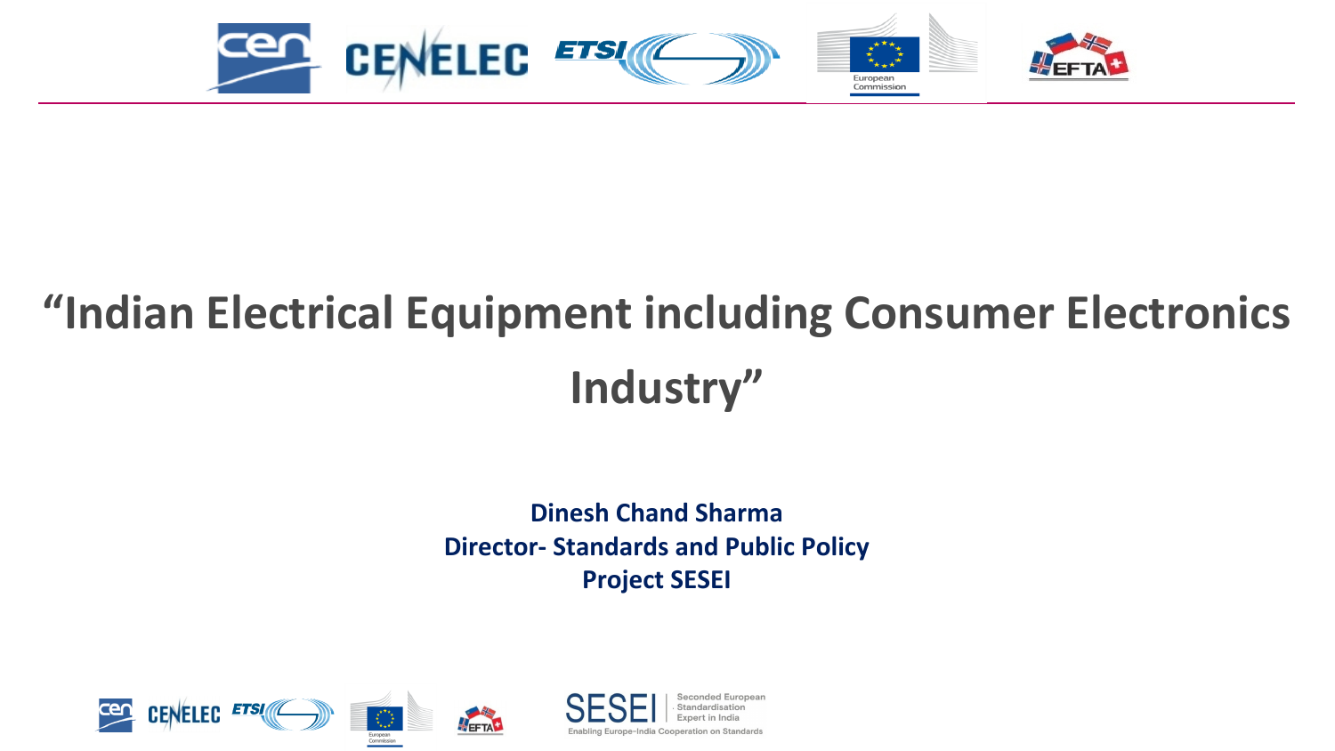# “Indian Electrical Equipment including Consumer Electronics Industry”

**Dinesh Chand Sharma**
**Director- Standards and Public Policy**
**Project SESEI**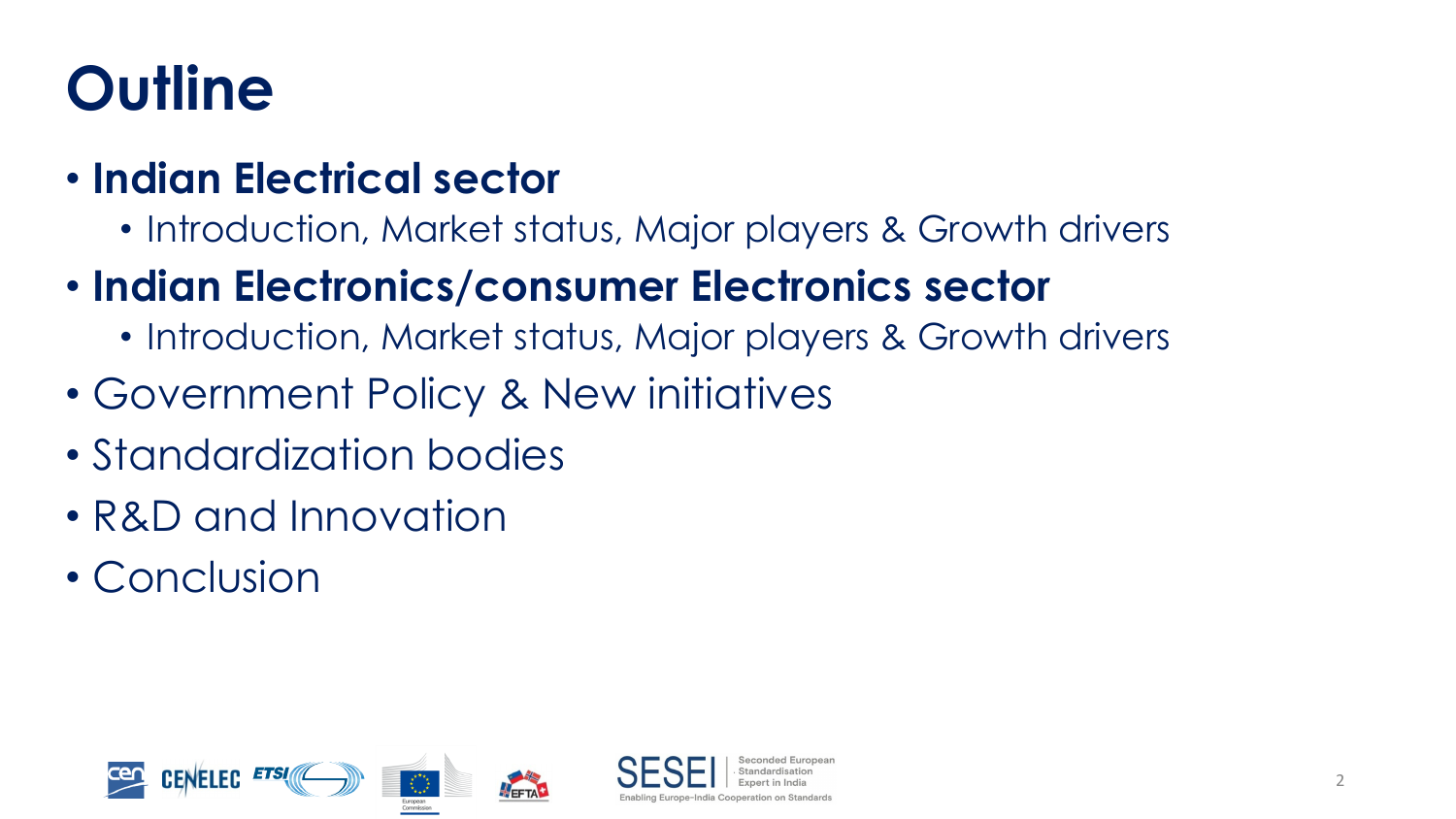# Outline

- **Indian Electrical sector**
  - Introduction, Market status, Major players & Growth drivers
- **Indian Electronics/consumer Electronics sector**
  - Introduction, Market status, Major players & Growth drivers
- Government Policy & New initiatives
- Standardization bodies
- R&D and Innovation
- Conclusion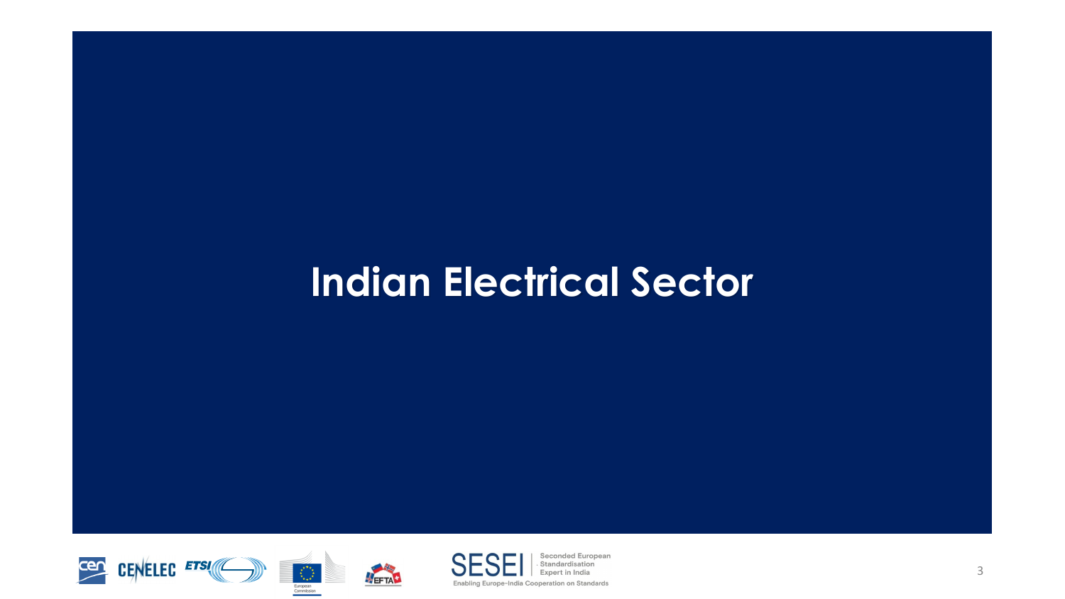# Indian Electrical Sector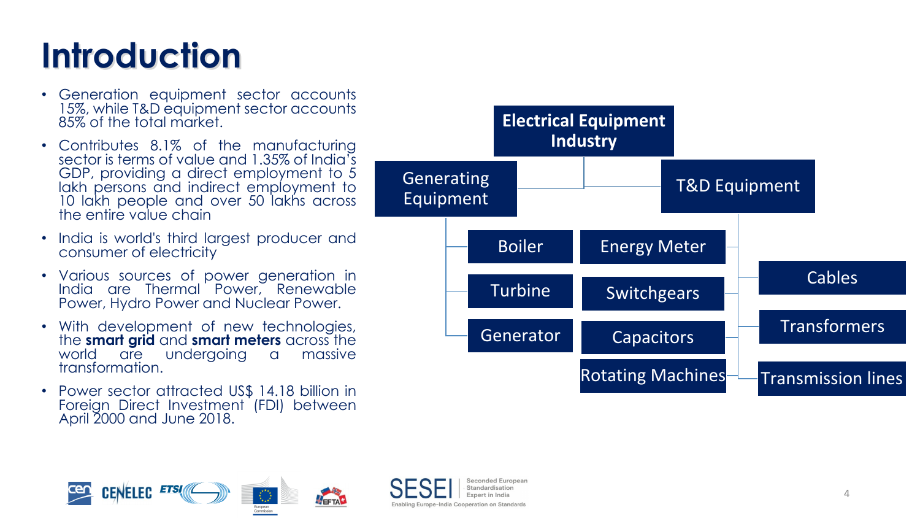# Introduction

- Generation equipment sector accounts 15%, while T&D equipment sector accounts 85% of the total market.
- Contributes 8.1% of the manufacturing sector is terms of value and 1.35% of India's GDP, providing a direct employment to 5 lakh persons and indirect employment to 10 lakh people and over 50 lakhs across the entire value chain
- India is world's third largest producer and consumer of electricity
- Various sources of power generation in India are Thermal Power, Renewable Power, Hydro Power and Nuclear Power.
- With development of new technologies, the **smart grid** and **smart meters** across the world are undergoing a massive transformation.
- Power sector attracted US$ 14.18 billion in Foreign Direct Investment (FDI) between April 2000 and June 2018.

**Electrical Equipment Industry**

- Generating Equipment
  - Boiler
  - Turbine
  - Generator
- T&D Equipment
  - Energy Meter
  - Switchgears
  - Capacitors
  - Rotating Machines
  - Cables
  - Transformers
  - Transmission lines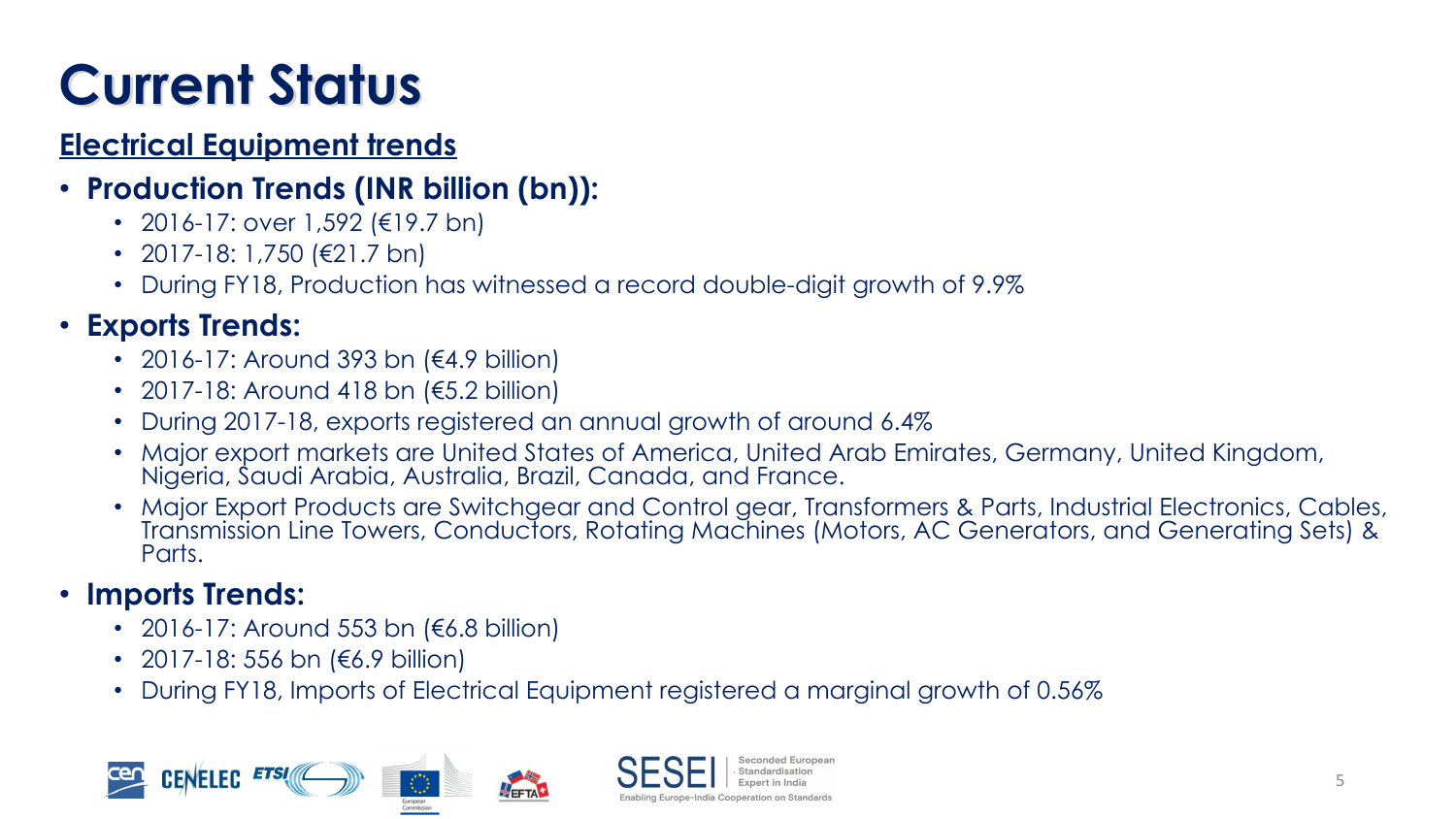# Current Status

## Electrical Equipment trends

- **Production Trends (INR billion (bn)):**
  - 2016-17: over 1,592 (€19.7 bn)
  - 2017-18: 1,750 (€21.7 bn)
  - During FY18, Production has witnessed a record double-digit growth of 9.9%
- **Exports Trends:**
  - 2016-17: Around 393 bn (€4.9 billion)
  - 2017-18: Around 418 bn (€5.2 billion)
  - During 2017-18, exports registered an annual growth of around 6.4%
  - Major export markets are United States of America, United Arab Emirates, Germany, United Kingdom, Nigeria, Saudi Arabia, Australia, Brazil, Canada, and France.
  - Major Export Products are Switchgear and Control gear, Transformers & Parts, Industrial Electronics, Cables, Transmission Line Towers, Conductors, Rotating Machines (Motors, AC Generators, and Generating Sets) & Parts.
- **Imports Trends:**
  - 2016-17: Around 553 bn (€6.8 billion)
  - 2017-18: 556 bn (€6.9 billion)
  - During FY18, Imports of Electrical Equipment registered a marginal growth of 0.56%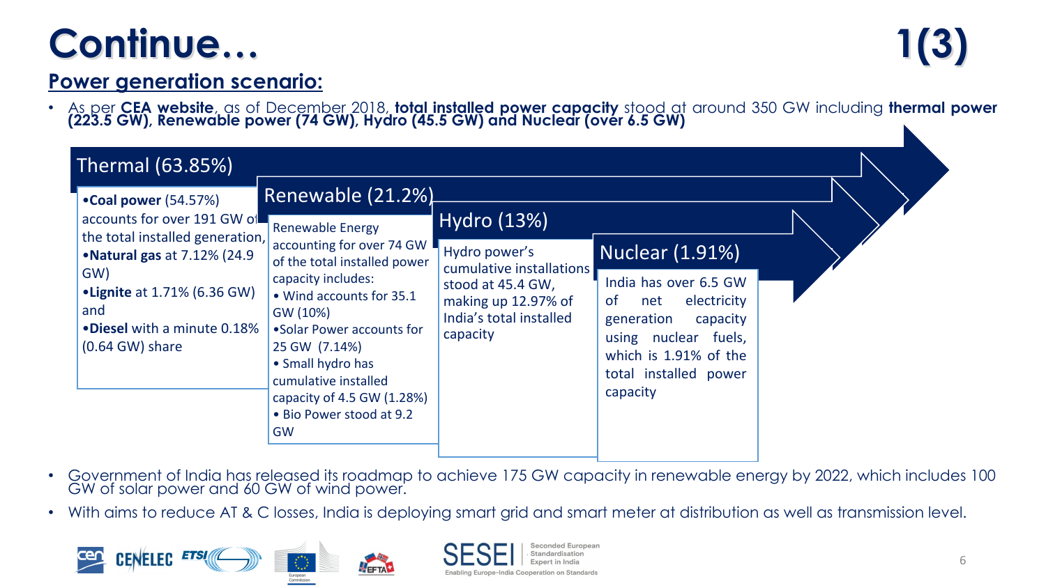# Continue… 1(3)

## Power generation scenario:

- As per **CEA website**, as of December 2018, **total installed power capacity** stood at around 350 GW including **thermal power (223.5 GW)**, **Renewable power (74 GW)**, **Hydro (45.5 GW) and Nuclear (over 6.5 GW)**

### Thermal (63.85%)

- **Coal power** (54.57%) accounts for over 191 GW of the total installed generation,
- **Natural gas** at 7.12% (24.9 GW)
- **Lignite** at 1.71% (6.36 GW) and
- **Diesel** with a minute 0.18% (0.64 GW) share

### Renewable (21.2%)

Renewable Energy accounting for over 74 GW of the total installed power capacity includes:

- Wind accounts for 35.1 GW (10%)
- Solar Power accounts for 25 GW (7.14%)
- Small hydro has cumulative installed capacity of 4.5 GW (1.28%)
- Bio Power stood at 9.2 GW

### Hydro (13%)

Hydro power's cumulative installations stood at 45.4 GW, making up 12.97% of India's total installed capacity

### Nuclear (1.91%)

India has over 6.5 GW of net electricity generation capacity using nuclear fuels, which is 1.91% of the total installed power capacity

- Government of India has released its roadmap to achieve 175 GW capacity in renewable energy by 2022, which includes 100 GW of solar power and 60 GW of wind power.
- With aims to reduce AT & C losses, India is deploying smart grid and smart meter at distribution as well as transmission level.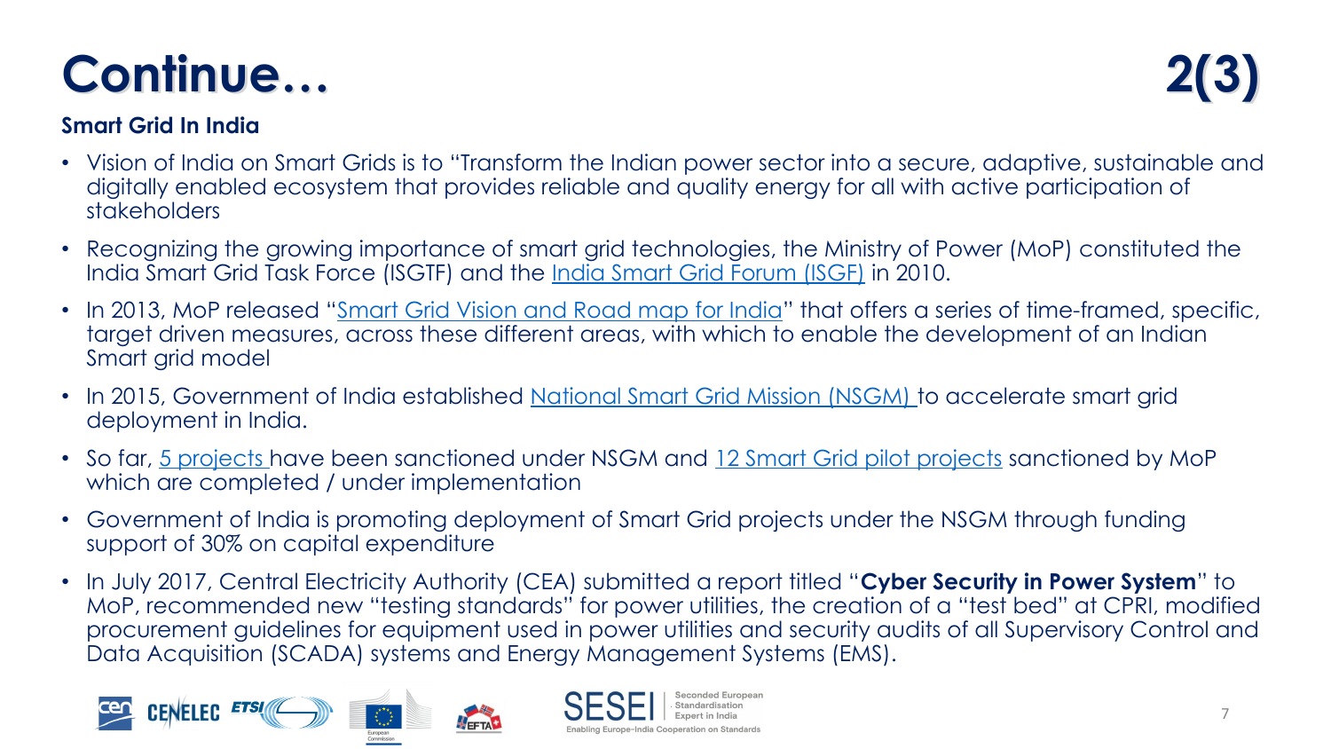# Continue… 2(3)

**Smart Grid In India**

- Vision of India on Smart Grids is to "Transform the Indian power sector into a secure, adaptive, sustainable and digitally enabled ecosystem that provides reliable and quality energy for all with active participation of stakeholders
- Recognizing the growing importance of smart grid technologies, the Ministry of Power (MoP) constituted the India Smart Grid Task Force (ISGTF) and the India Smart Grid Forum (ISGF) in 2010.
- In 2013, MoP released "Smart Grid Vision and Road map for India" that offers a series of time-framed, specific, target driven measures, across these different areas, with which to enable the development of an Indian Smart grid model
- In 2015, Government of India established National Smart Grid Mission (NSGM) to accelerate smart grid deployment in India.
- So far, 5 projects have been sanctioned under NSGM and 12 Smart Grid pilot projects sanctioned by MoP which are completed / under implementation
- Government of India is promoting deployment of Smart Grid projects under the NSGM through funding support of 30% on capital expenditure
- In July 2017, Central Electricity Authority (CEA) submitted a report titled "**Cyber Security in Power System**" to MoP, recommended new "testing standards" for power utilities, the creation of a "test bed" at CPRI, modified procurement guidelines for equipment used in power utilities and security audits of all Supervisory Control and Data Acquisition (SCADA) systems and Energy Management Systems (EMS).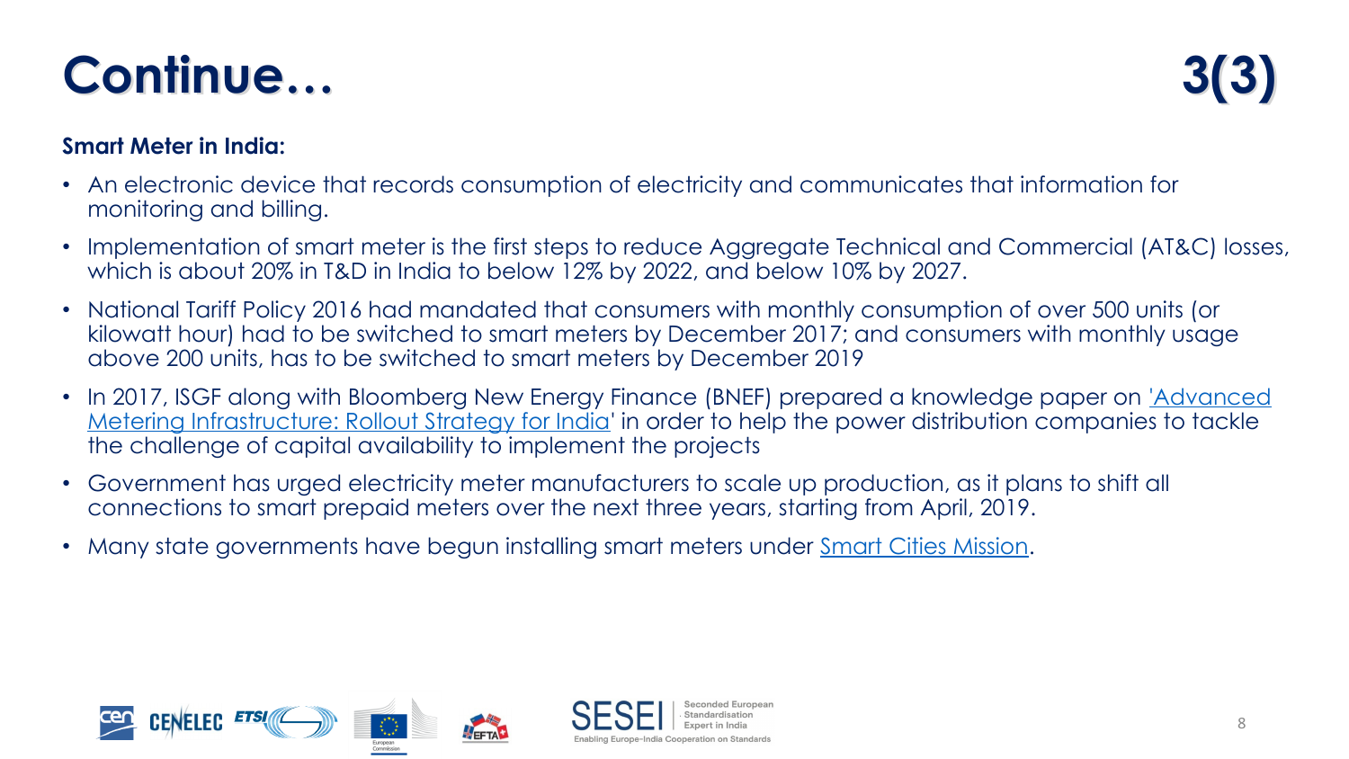# Continue… 3(3)

**Smart Meter in India:**

- An electronic device that records consumption of electricity and communicates that information for monitoring and billing.
- Implementation of smart meter is the first steps to reduce Aggregate Technical and Commercial (AT&C) losses, which is about 20% in T&D in India to below 12% by 2022, and below 10% by 2027.
- National Tariff Policy 2016 had mandated that consumers with monthly consumption of over 500 units (or kilowatt hour) had to be switched to smart meters by December 2017; and consumers with monthly usage above 200 units, has to be switched to smart meters by December 2019
- In 2017, ISGF along with Bloomberg New Energy Finance (BNEF) prepared a knowledge paper on 'Advanced Metering Infrastructure: Rollout Strategy for India' in order to help the power distribution companies to tackle the challenge of capital availability to implement the projects
- Government has urged electricity meter manufacturers to scale up production, as it plans to shift all connections to smart prepaid meters over the next three years, starting from April, 2019.
- Many state governments have begun installing smart meters under Smart Cities Mission.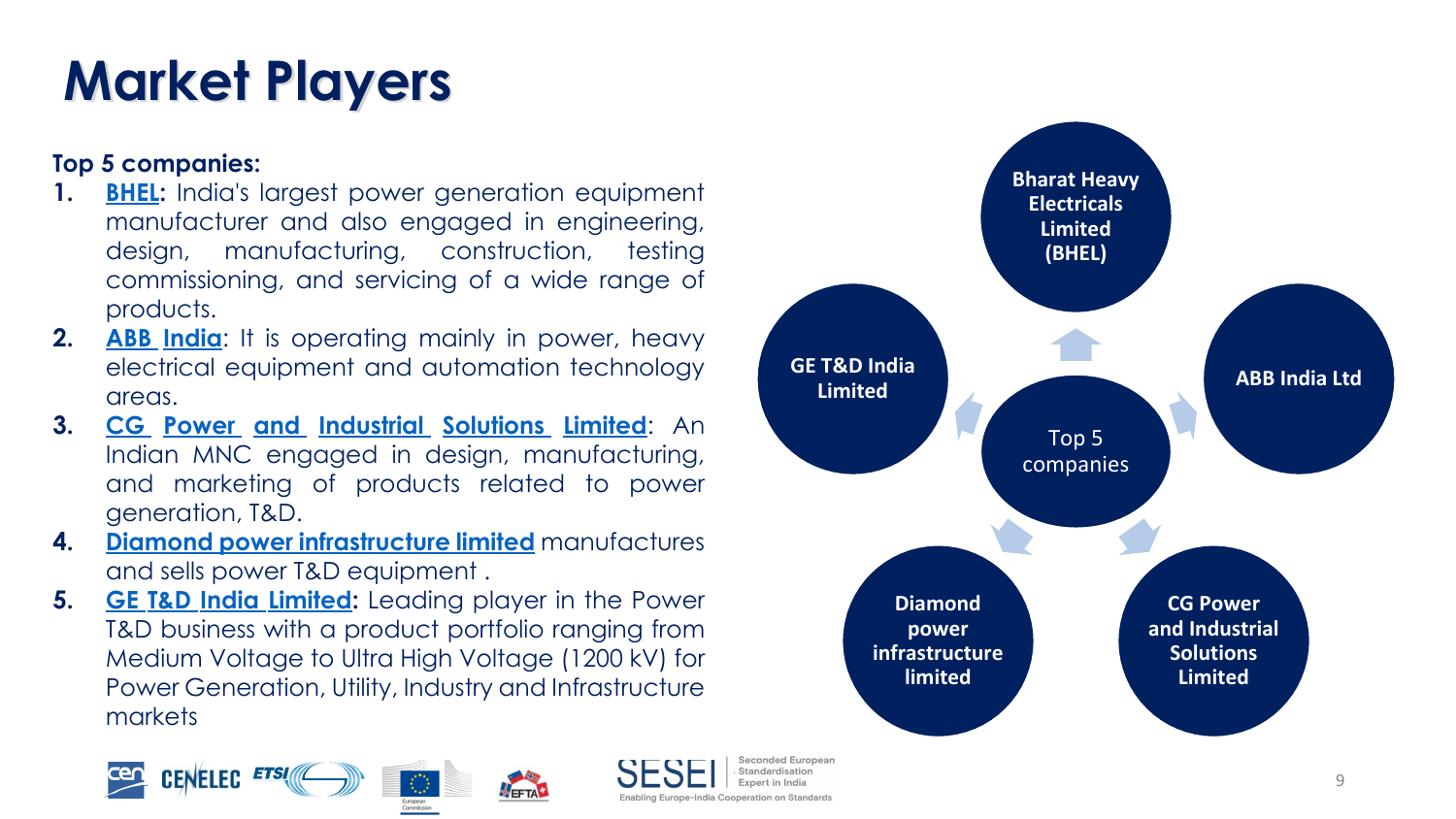# Market Players

**Top 5 companies:**

1. **BHEL:** India's largest power generation equipment manufacturer and also engaged in engineering, design, manufacturing, construction, testing commissioning, and servicing of a wide range of products.
2. **ABB India**: It is operating mainly in power, heavy electrical equipment and automation technology areas.
3. **CG Power and Industrial Solutions Limited**: An Indian MNC engaged in design, manufacturing, and marketing of products related to power generation, T&D.
4. **Diamond power infrastructure limited** manufactures and sells power T&D equipment .
5. **GE T&D India Limited:** Leading player in the Power T&D business with a product portfolio ranging from Medium Voltage to Ultra High Voltage (1200 kV) for Power Generation, Utility, Industry and Infrastructure markets

Top 5 companies

- Bharat Heavy Electricals Limited (BHEL)
- ABB India Ltd
- CG Power and Industrial Solutions Limited
- Diamond power infrastructure limited
- GE T&D India Limited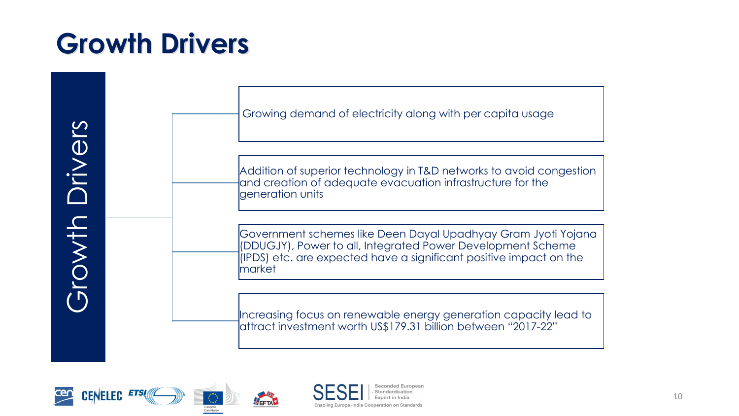# Growth Drivers

**Growth Drivers**

- Growing demand of electricity along with per capita usage
- Addition of superior technology in T&D networks to avoid congestion and creation of adequate evacuation infrastructure for the generation units
- Government schemes like Deen Dayal Upadhyay Gram Jyoti Yojana (DDUGJY), Power to all, Integrated Power Development Scheme (IPDS) etc. are expected have a significant positive impact on the market
- Increasing focus on renewable energy generation capacity lead to attract investment worth US$179.31 billion between "2017-22"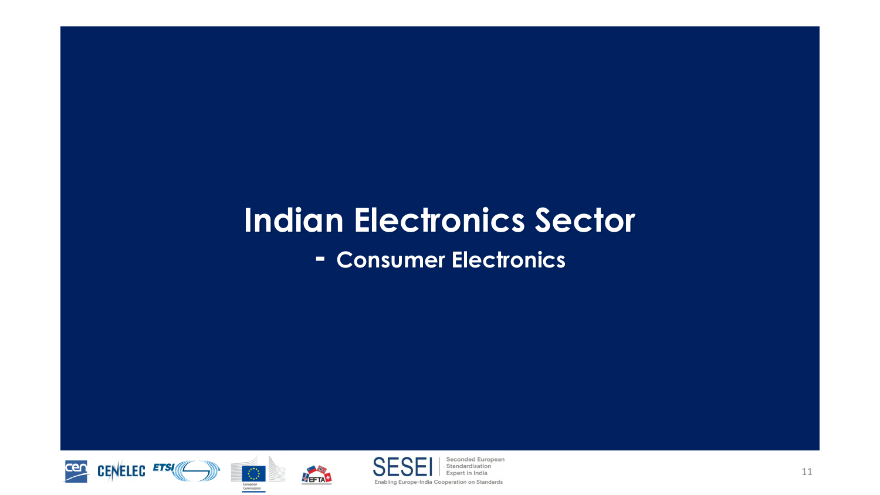# Indian Electronics Sector

## - Consumer Electronics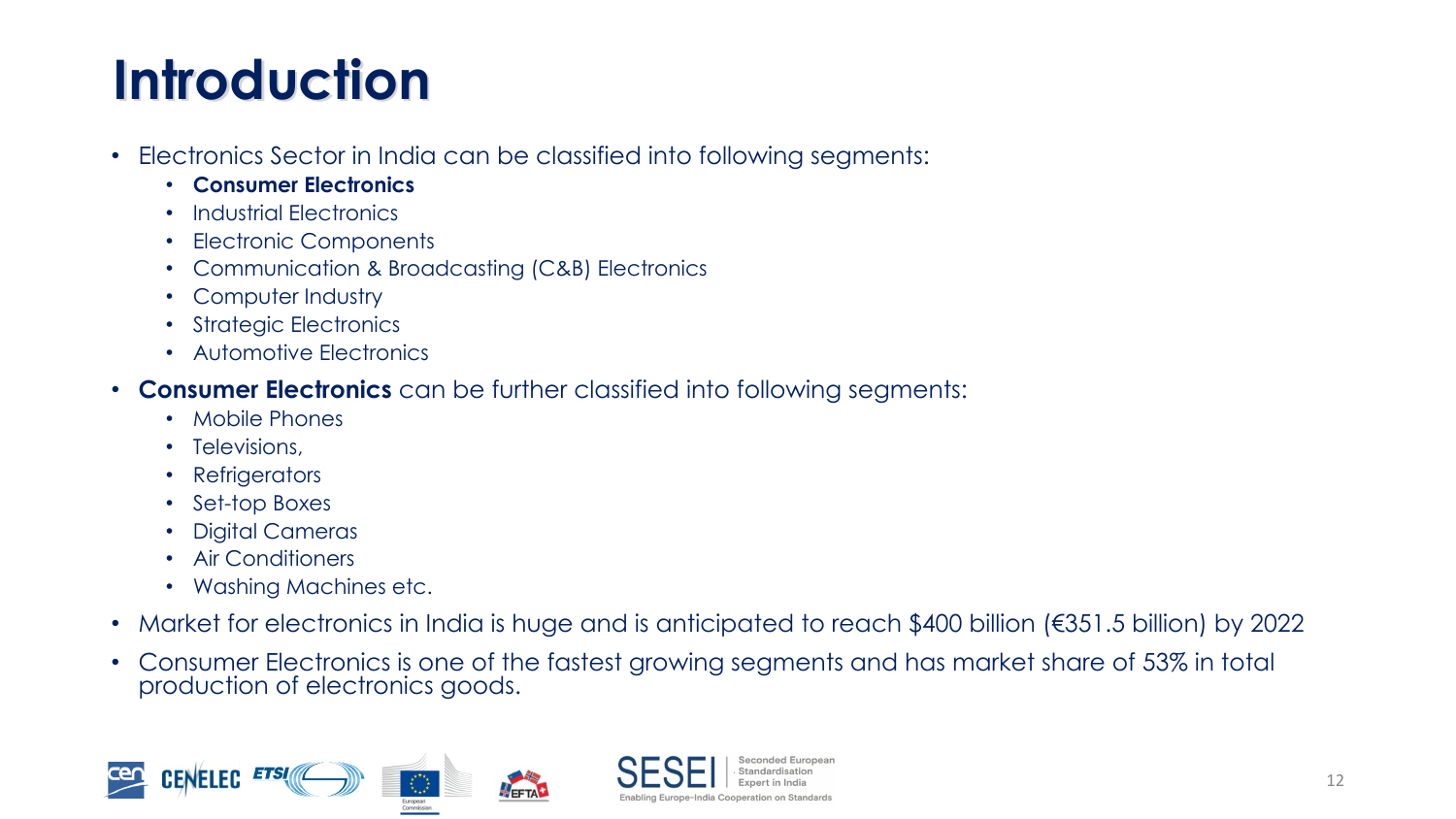# Introduction

- Electronics Sector in India can be classified into following segments:
  - **Consumer Electronics**
  - Industrial Electronics
  - Electronic Components
  - Communication & Broadcasting (C&B) Electronics
  - Computer Industry
  - Strategic Electronics
  - Automotive Electronics
- **Consumer Electronics** can be further classified into following segments:
  - Mobile Phones
  - Televisions,
  - Refrigerators
  - Set-top Boxes
  - Digital Cameras
  - Air Conditioners
  - Washing Machines etc.
- Market for electronics in India is huge and is anticipated to reach $400 billion (€351.5 billion) by 2022
- Consumer Electronics is one of the fastest growing segments and has market share of 53% in total production of electronics goods.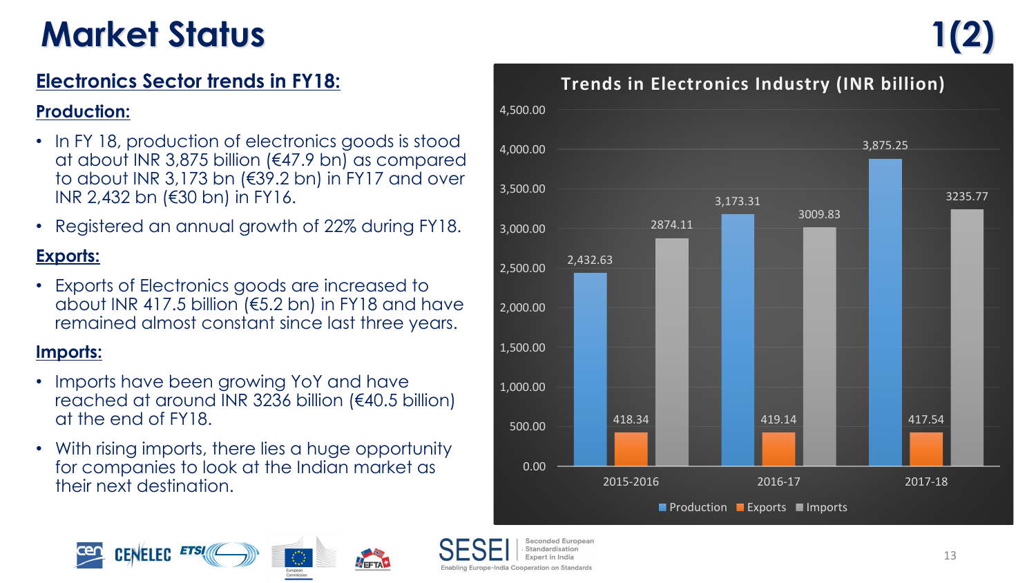# Market Status 1(2)

## Electronics Sector trends in FY18:

### Production:

- In FY 18, production of electronics goods is stood at about INR 3,875 billion (€47.9 bn) as compared to about INR 3,173 bn (€39.2 bn) in FY17 and over INR 2,432 bn (€30 bn) in FY16.
- Registered an annual growth of 22% during FY18.

### Exports:

- Exports of Electronics goods are increased to about INR 417.5 billion (€5.2 bn) in FY18 and have remained almost constant since last three years.

### Imports:

- Imports have been growing YoY and have reached at around INR 3236 billion (€40.5 billion) at the end of FY18.
- With rising imports, there lies a huge opportunity for companies to look at the Indian market as their next destination.

**Trends in Electronics Industry (INR billion)**

| | Production | Exports | Imports |
|---|---|---|---|
| 2015-2016 | 2,432.63 | 418.34 | 2874.11 |
| 2016-17 | 3,173.31 | 419.14 | 3009.83 |
| 2017-18 | 3,875.25 | 417.54 | 3235.77 |

SESEI – Seconded European Standardisation Expert in India – Enabling Europe-India Cooperation on Standards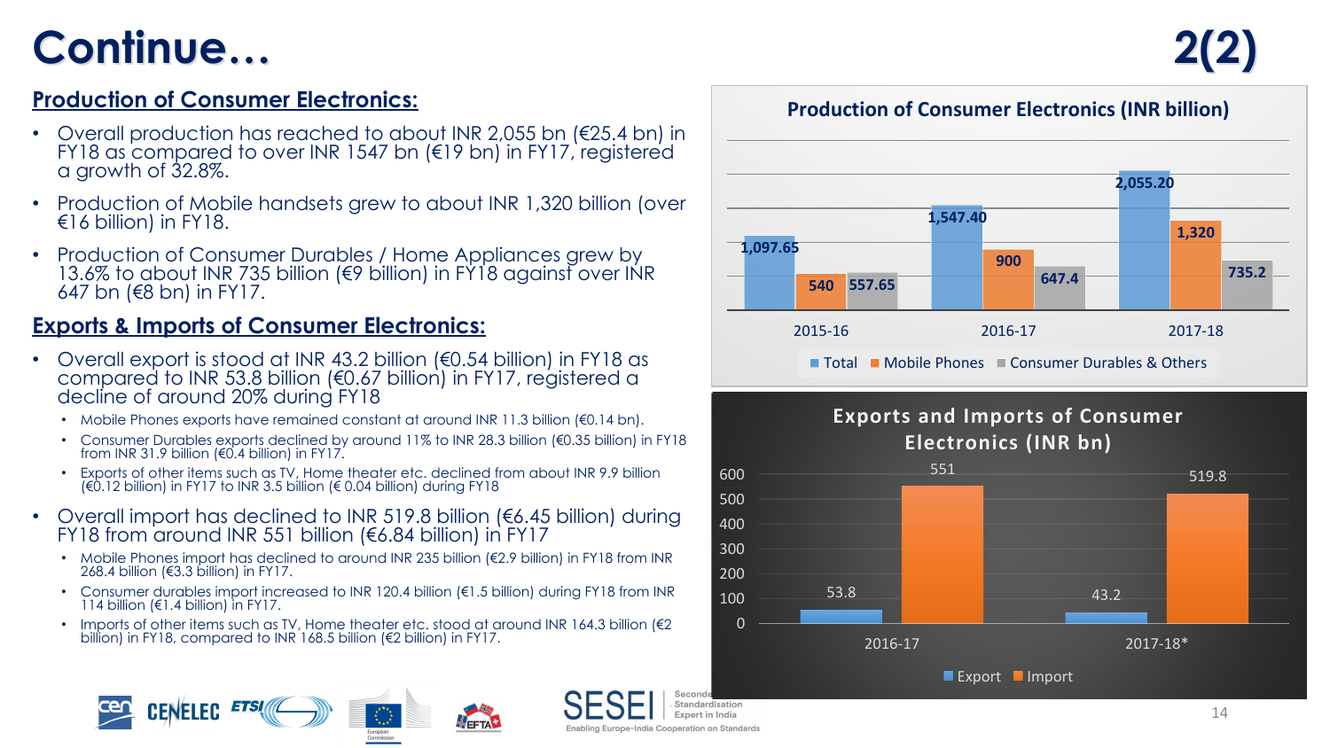# Continue… 2(2)

## Production of Consumer Electronics:

- Overall production has reached to about INR 2,055 bn (€25.4 bn) in FY18 as compared to over INR 1547 bn (€19 bn) in FY17, registered a growth of 32.8%.
- Production of Mobile handsets grew to about INR 1,320 billion (over €16 billion) in FY18.
- Production of Consumer Durables / Home Appliances grew by 13.6% to about INR 735 billion (€9 billion) in FY18 against over INR 647 bn (€8 bn) in FY17.

## Exports & Imports of Consumer Electronics:

- Overall export is stood at INR 43.2 billion (€0.54 billion) in FY18 as compared to INR 53.8 billion (€0.67 billion) in FY17, registered a decline of around 20% during FY18
  - Mobile Phones exports have remained constant at around INR 11.3 billion (€0.14 bn).
  - Consumer Durables exports declined by around 11% to INR 28.3 billion (€0.35 billion) in FY18 from INR 31.9 billion (€0.4 billion) in FY17.
  - Exports of other items such as TV, Home theater etc. declined from about INR 9.9 billion (€0.12 billion) in FY17 to INR 3.5 billion (€ 0.04 billion) during FY18
- Overall import has declined to INR 519.8 billion (€6.45 billion) during FY18 from around INR 551 billion (€6.84 billion) in FY17
  - Mobile Phones import has declined to around INR 235 billion (€2.9 billion) in FY18 from INR 268.4 billion (€3.3 billion) in FY17.
  - Consumer durables import increased to INR 120.4 billion (€1.5 billion) during FY18 from INR 114 billion (€1.4 billion) in FY17.
  - Imports of other items such as TV, Home theater etc. stood at around INR 164.3 billion (€2 billion) in FY18, compared to INR 168.5 billion (€2 billion) in FY17.

**Production of Consumer Electronics (INR billion)**

| Year | Total | Mobile Phones | Consumer Durables & Others |
|---|---|---|---|
| 2015-16 | 1,097.65 | 540 | 557.65 |
| 2016-17 | 1,547.40 | 900 | 647.4 |
| 2017-18 | 2,055.20 | 1,320 | 735.2 |

**Exports and Imports of Consumer Electronics (INR bn)**

| Year | Export | Import |
|---|---|---|
| 2016-17 | 53.8 | 551 |
| 2017-18* | 43.2 | 519.8 |

SESEI – Seconded European Standardisation Expert in India – Enabling Europe-India Cooperation on Standards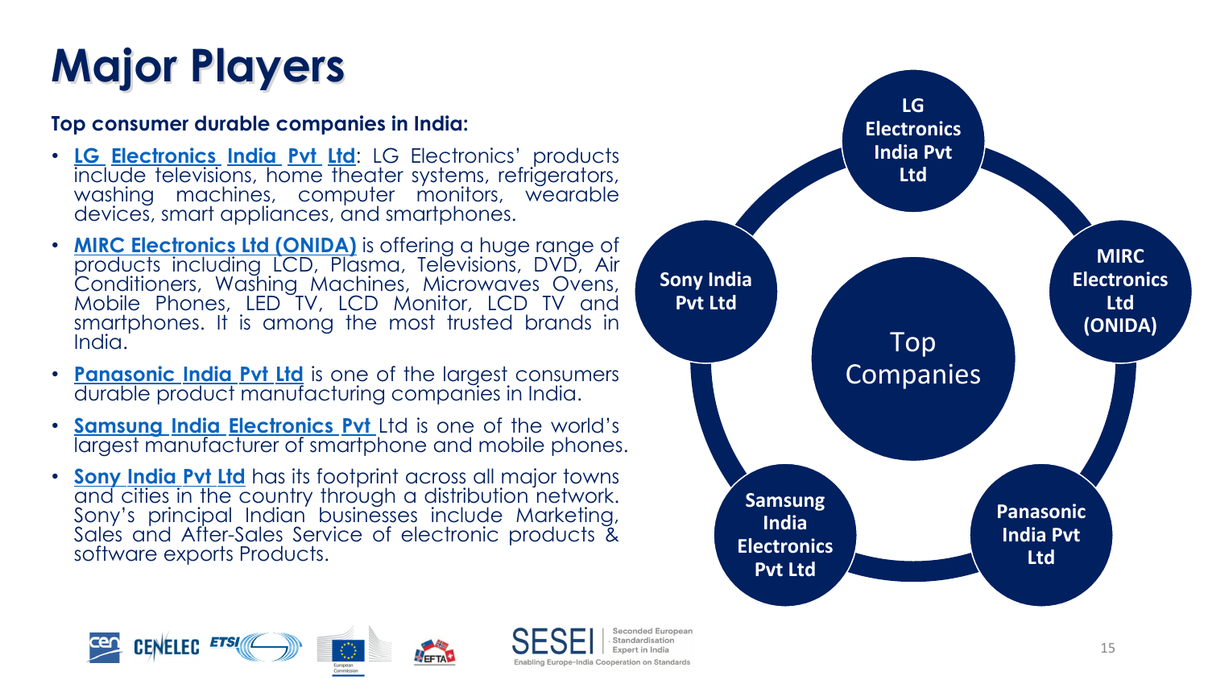# Major Players

**Top consumer durable companies in India:**

- **LG Electronics India Pvt Ltd**: LG Electronics' products include televisions, home theater systems, refrigerators, washing machines, computer monitors, wearable devices, smart appliances, and smartphones.
- **MIRC Electronics Ltd (ONIDA)** is offering a huge range of products including LCD, Plasma, Televisions, DVD, Air Conditioners, Washing Machines, Microwaves Ovens, Mobile Phones, LED TV, LCD Monitor, LCD TV and smartphones. It is among the most trusted brands in India.
- **Panasonic India Pvt Ltd** is one of the largest consumers durable product manufacturing companies in India.
- **Samsung India Electronics Pvt** Ltd is one of the world's largest manufacturer of smartphone and mobile phones.
- **Sony India Pvt Ltd** has its footprint across all major towns and cities in the country through a distribution network. Sony's principal Indian businesses include Marketing, Sales and After-Sales Service of electronic products & software exports Products.

Top Companies

- LG Electronics India Pvt Ltd
- MIRC Electronics Ltd (ONIDA)
- Panasonic India Pvt Ltd
- Samsung India Electronics Pvt Ltd
- Sony India Pvt Ltd

SESEI | Seconded European Standardisation Expert in India

Enabling Europe-India Cooperation on Standards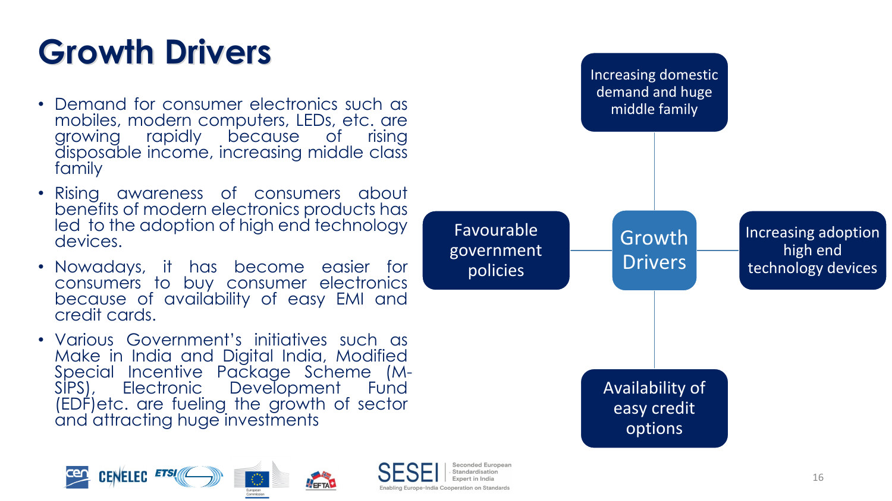# Growth Drivers

- Demand for consumer electronics such as mobiles, modern computers, LEDs, etc. are growing rapidly because of rising disposable income, increasing middle class family
- Rising awareness of consumers about benefits of modern electronics products has led to the adoption of high end technology devices.
- Nowadays, it has become easier for consumers to buy consumer electronics because of availability of easy EMI and credit cards.
- Various Government's initiatives such as Make in India and Digital India, Modified Special Incentive Package Scheme (M-SIPS), Electronic Development Fund (EDF)etc. are fueling the growth of sector and attracting huge investments

**Growth Drivers**

- Increasing domestic demand and huge middle family
- Favourable government policies
- Increasing adoption high end technology devices
- Availability of easy credit options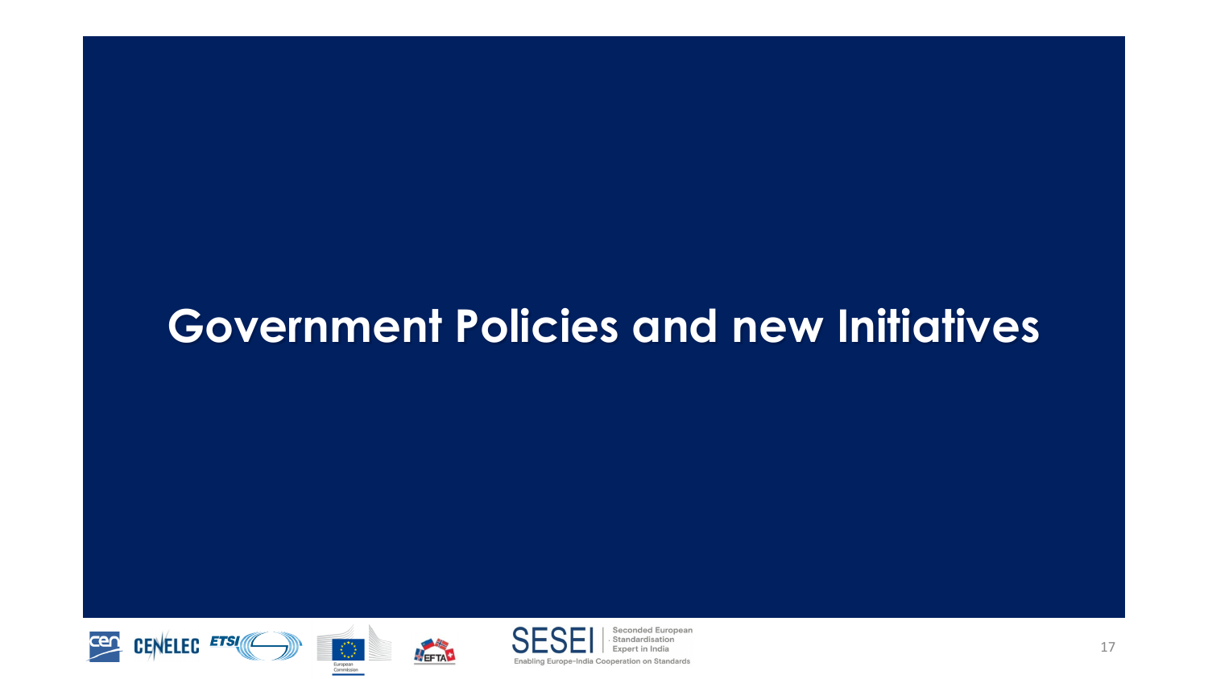# Government Policies and new Initiatives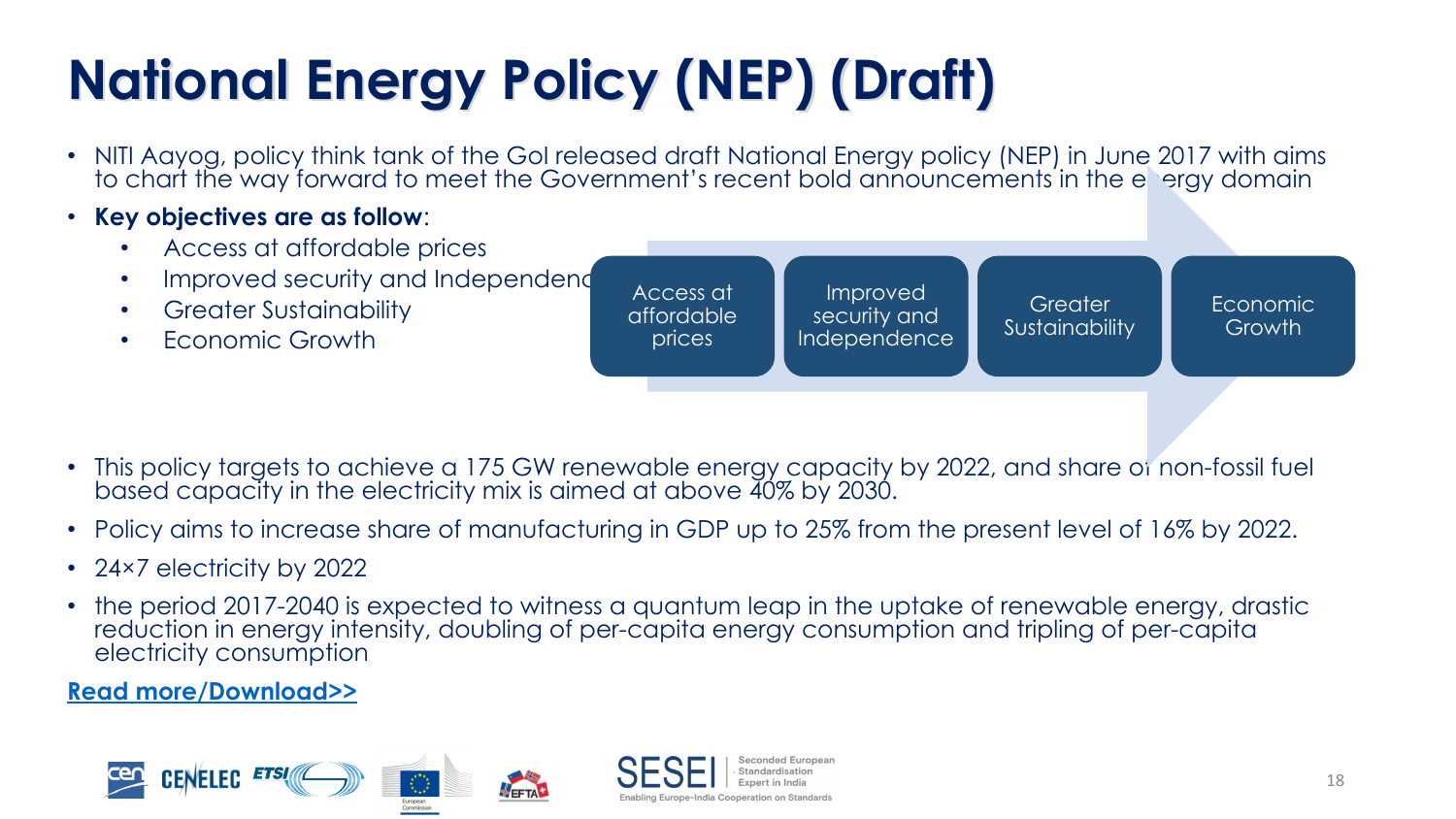# National Energy Policy (NEP) (Draft)

- NITI Aayog, policy think tank of the GoI released draft National Energy policy (NEP) in June 2017 with aims to chart the way forward to meet the Government's recent bold announcements in the energy domain
- **Key objectives are as follow**:
  - Access at affordable prices
  - Improved security and Independence
  - Greater Sustainability
  - Economic Growth

Access at affordable prices → Improved security and Independence → Greater Sustainability → Economic Growth

- This policy targets to achieve a 175 GW renewable energy capacity by 2022, and share of non-fossil fuel based capacity in the electricity mix is aimed at above 40% by 2030.
- Policy aims to increase share of manufacturing in GDP up to 25% from the present level of 16% by 2022.
- 24×7 electricity by 2022
- the period 2017-2040 is expected to witness a quantum leap in the uptake of renewable energy, drastic reduction in energy intensity, doubling of per-capita energy consumption and tripling of per-capita electricity consumption

**Read more/Download>>**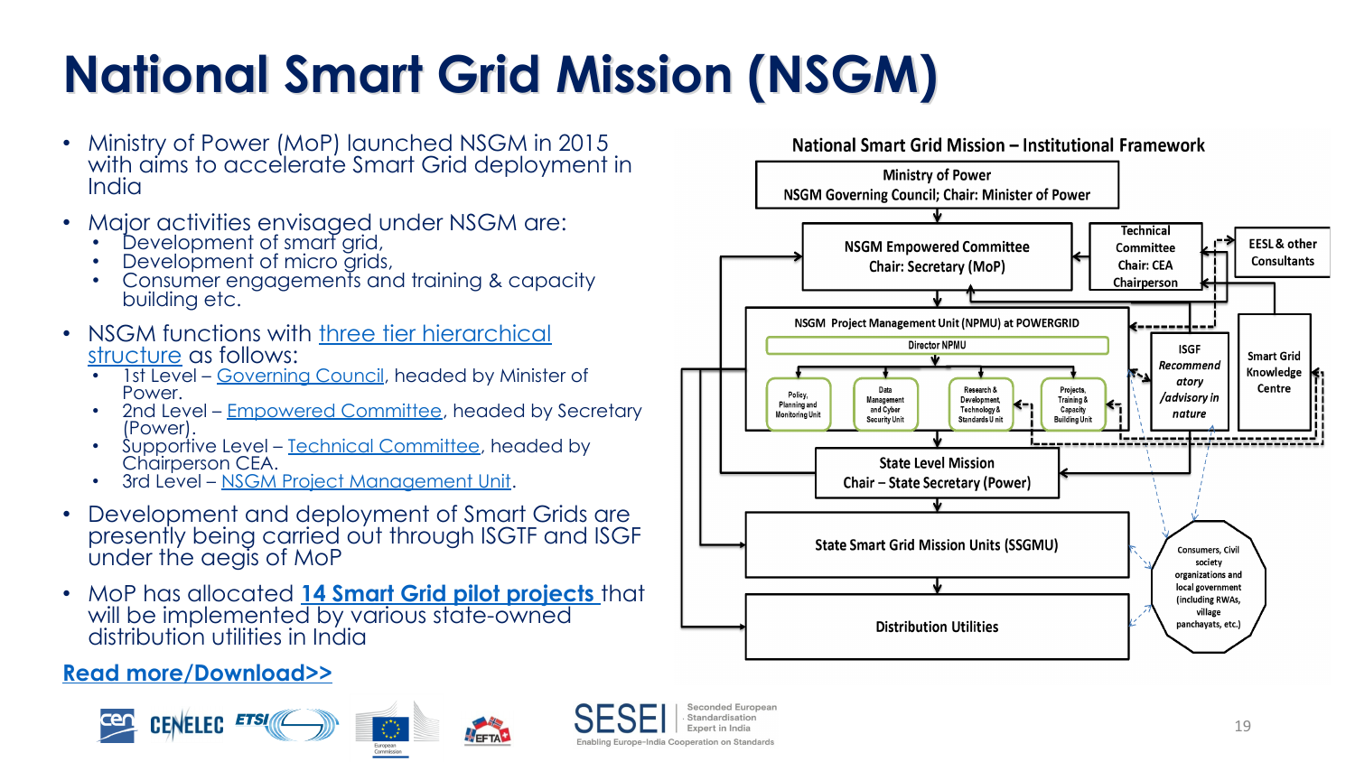# National Smart Grid Mission (NSGM)

- Ministry of Power (MoP) launched NSGM in 2015 with aims to accelerate Smart Grid deployment in India
- Major activities envisaged under NSGM are:
  - Development of smart grid,
  - Development of micro grids,
  - Consumer engagements and training & capacity building etc.
- NSGM functions with three tier hierarchical structure as follows:
  - 1st Level – Governing Council, headed by Minister of Power.
  - 2nd Level – Empowered Committee, headed by Secretary (Power).
  - Supportive Level – Technical Committee, headed by Chairperson CEA.
  - 3rd Level – NSGM Project Management Unit.
- Development and deployment of Smart Grids are presently being carried out through ISGTF and ISGF under the aegis of MoP
- MoP has allocated **14 Smart Grid pilot projects** that will be implemented by various state-owned distribution utilities in India

**Read more/Download>>**

**National Smart Grid Mission – Institutional Framework**

- Ministry of Power
  - NSGM Governing Council; Chair: Minister of Power
- NSGM Empowered Committee
  - Chair: Secretary (MoP)
- Technical Committee
  - Chair: CEA Chairperson
- EESL & other Consultants
- NSGM Project Management Unit (NPMU) at POWERGRID
  - Director NPMU
  - Policy, Planning and Monitoring Unit
  - Data Management and Cyber Security Unit
  - Research & Development, Technology & Standards Unit
  - Projects, Training & Capacity Building Unit
- ISGF *Recommendatory /advisory in nature*
- Smart Grid Knowledge Centre
- State Level Mission
  - Chair – State Secretary (Power)
- State Smart Grid Mission Units (SSGMU)
- Distribution Utilities
- Consumers, Civil society organizations and local government (including RWAs, village panchayats, etc.)

SESEI – Seconded European Standardisation Expert in India – Enabling Europe-India Cooperation on Standards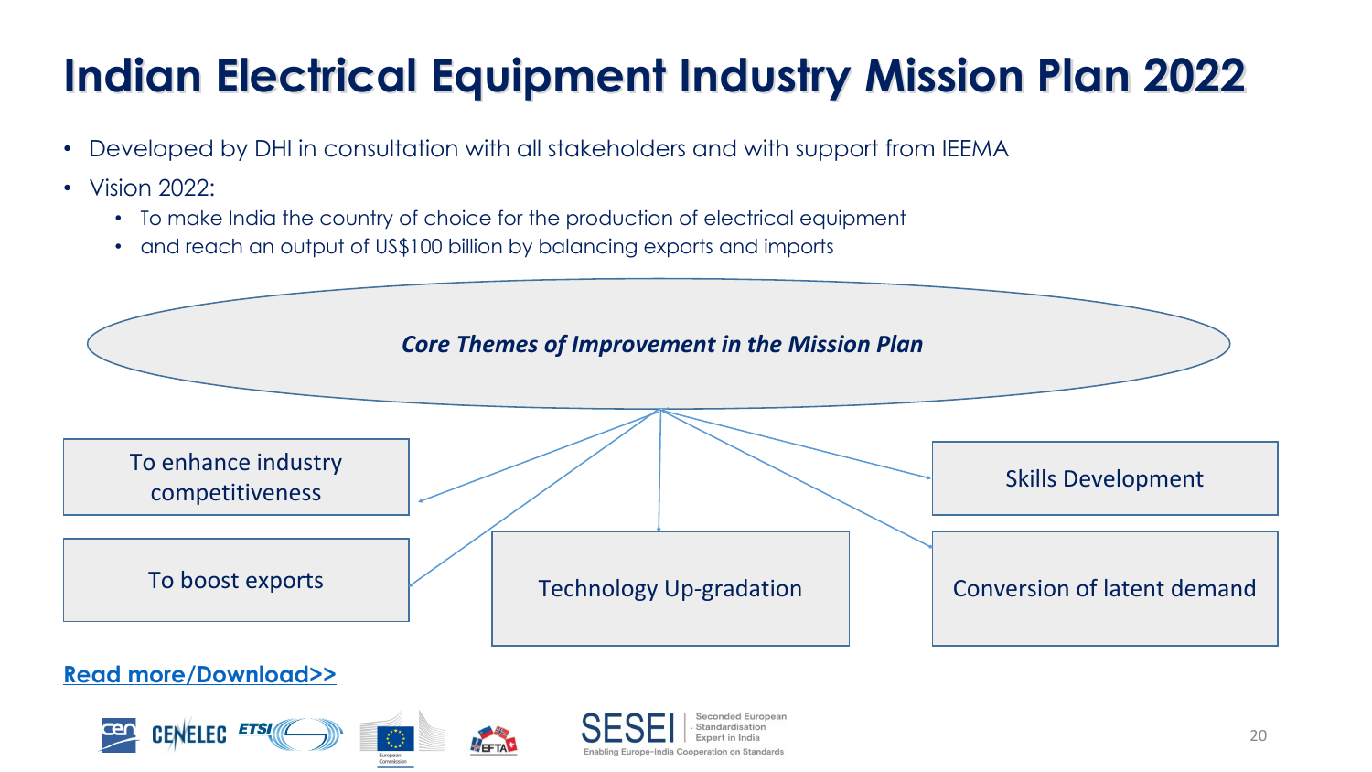# Indian Electrical Equipment Industry Mission Plan 2022

- Developed by DHI in consultation with all stakeholders and with support from IEEMA
- Vision 2022:
  - To make India the country of choice for the production of electrical equipment
  - and reach an output of US$100 billion by balancing exports and imports

***Core Themes of Improvement in the Mission Plan***

- To enhance industry competitiveness
- To boost exports
- Technology Up-gradation
- Skills Development
- Conversion of latent demand

**Read more/Download>>**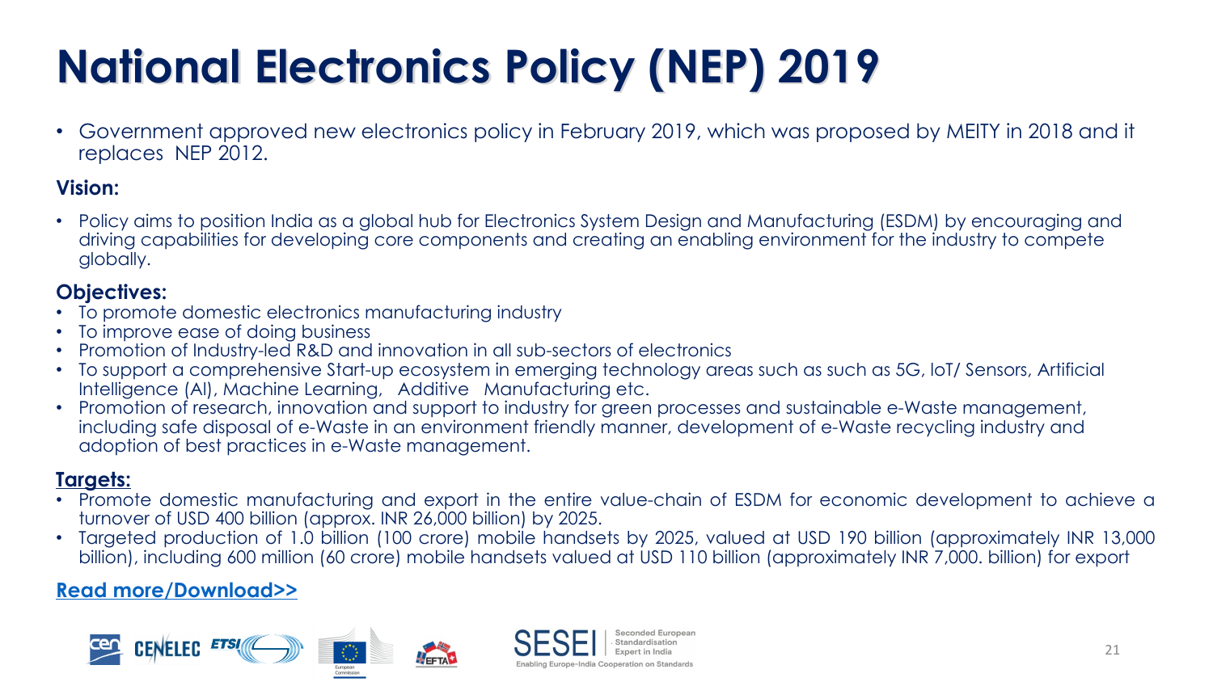# National Electronics Policy (NEP) 2019

- Government approved new electronics policy in February 2019, which was proposed by MEITY in 2018 and it replaces NEP 2012.

**Vision:**

- Policy aims to position India as a global hub for Electronics System Design and Manufacturing (ESDM) by encouraging and driving capabilities for developing core components and creating an enabling environment for the industry to compete globally.

**Objectives:**

- To promote domestic electronics manufacturing industry
- To improve ease of doing business
- Promotion of Industry-led R&D and innovation in all sub-sectors of electronics
- To support a comprehensive Start-up ecosystem in emerging technology areas such as such as 5G, IoT/ Sensors, Artificial Intelligence (AI), Machine Learning, Additive Manufacturing etc.
- Promotion of research, innovation and support to industry for green processes and sustainable e-Waste management, including safe disposal of e-Waste in an environment friendly manner, development of e-Waste recycling industry and adoption of best practices in e-Waste management.

**Targets:**

- Promote domestic manufacturing and export in the entire value-chain of ESDM for economic development to achieve a turnover of USD 400 billion (approx. INR 26,000 billion) by 2025.
- Targeted production of 1.0 billion (100 crore) mobile handsets by 2025, valued at USD 190 billion (approximately INR 13,000 billion), including 600 million (60 crore) mobile handsets valued at USD 110 billion (approximately INR 7,000. billion) for export

**Read more/Download>>**

SESEI | Seconded European Standardisation Expert in India
Enabling Europe-India Cooperation on Standards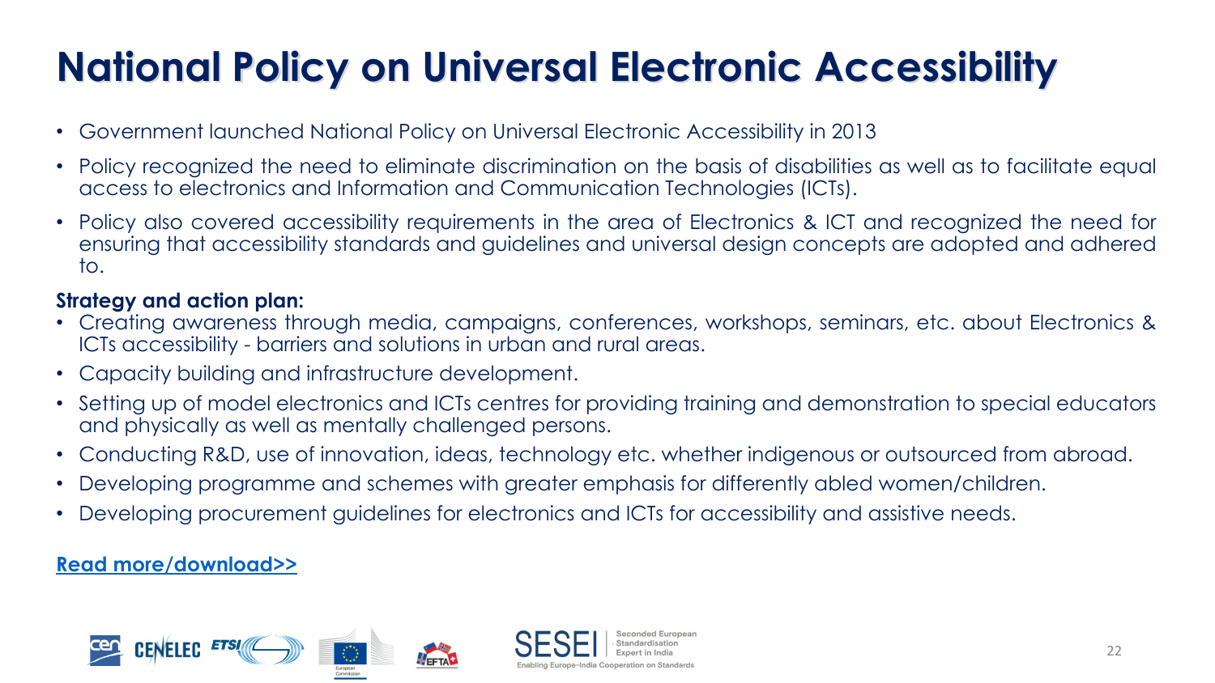# National Policy on Universal Electronic Accessibility

- Government launched National Policy on Universal Electronic Accessibility in 2013
- Policy recognized the need to eliminate discrimination on the basis of disabilities as well as to facilitate equal access to electronics and Information and Communication Technologies (ICTs).
- Policy also covered accessibility requirements in the area of Electronics & ICT and recognized the need for ensuring that accessibility standards and guidelines and universal design concepts are adopted and adhered to.

**Strategy and action plan:**

- Creating awareness through media, campaigns, conferences, workshops, seminars, etc. about Electronics & ICTs accessibility - barriers and solutions in urban and rural areas.
- Capacity building and infrastructure development.
- Setting up of model electronics and ICTs centres for providing training and demonstration to special educators and physically as well as mentally challenged persons.
- Conducting R&D, use of innovation, ideas, technology etc. whether indigenous or outsourced from abroad.
- Developing programme and schemes with greater emphasis for differently abled women/children.
- Developing procurement guidelines for electronics and ICTs for accessibility and assistive needs.

**Read more/download>>**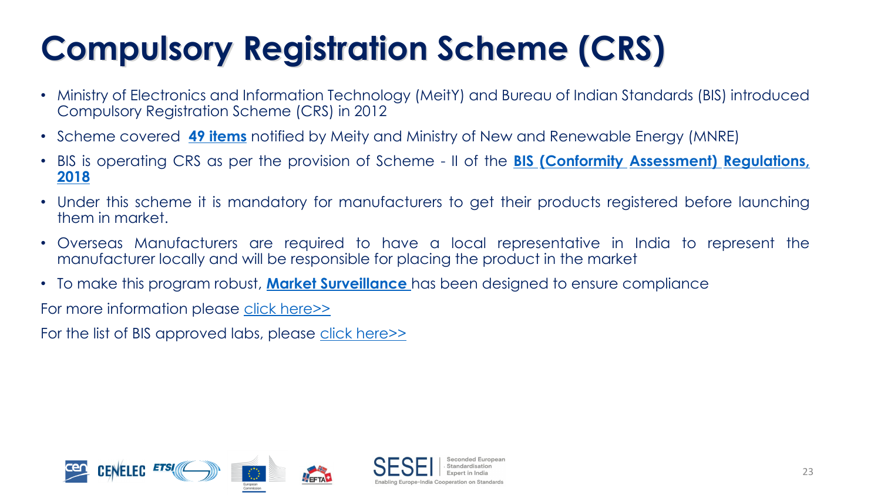# Compulsory Registration Scheme (CRS)

- Ministry of Electronics and Information Technology (MeitY) and Bureau of Indian Standards (BIS) introduced Compulsory Registration Scheme (CRS) in 2012
- Scheme covered **49 items** notified by Meity and Ministry of New and Renewable Energy (MNRE)
- BIS is operating CRS as per the provision of Scheme - II of the **BIS (Conformity Assessment) Regulations, 2018**
- Under this scheme it is mandatory for manufacturers to get their products registered before launching them in market.
- Overseas Manufacturers are required to have a local representative in India to represent the manufacturer locally and will be responsible for placing the product in the market
- To make this program robust, **Market Surveillance** has been designed to ensure compliance

For more information please click here>>

For the list of BIS approved labs, please click here>>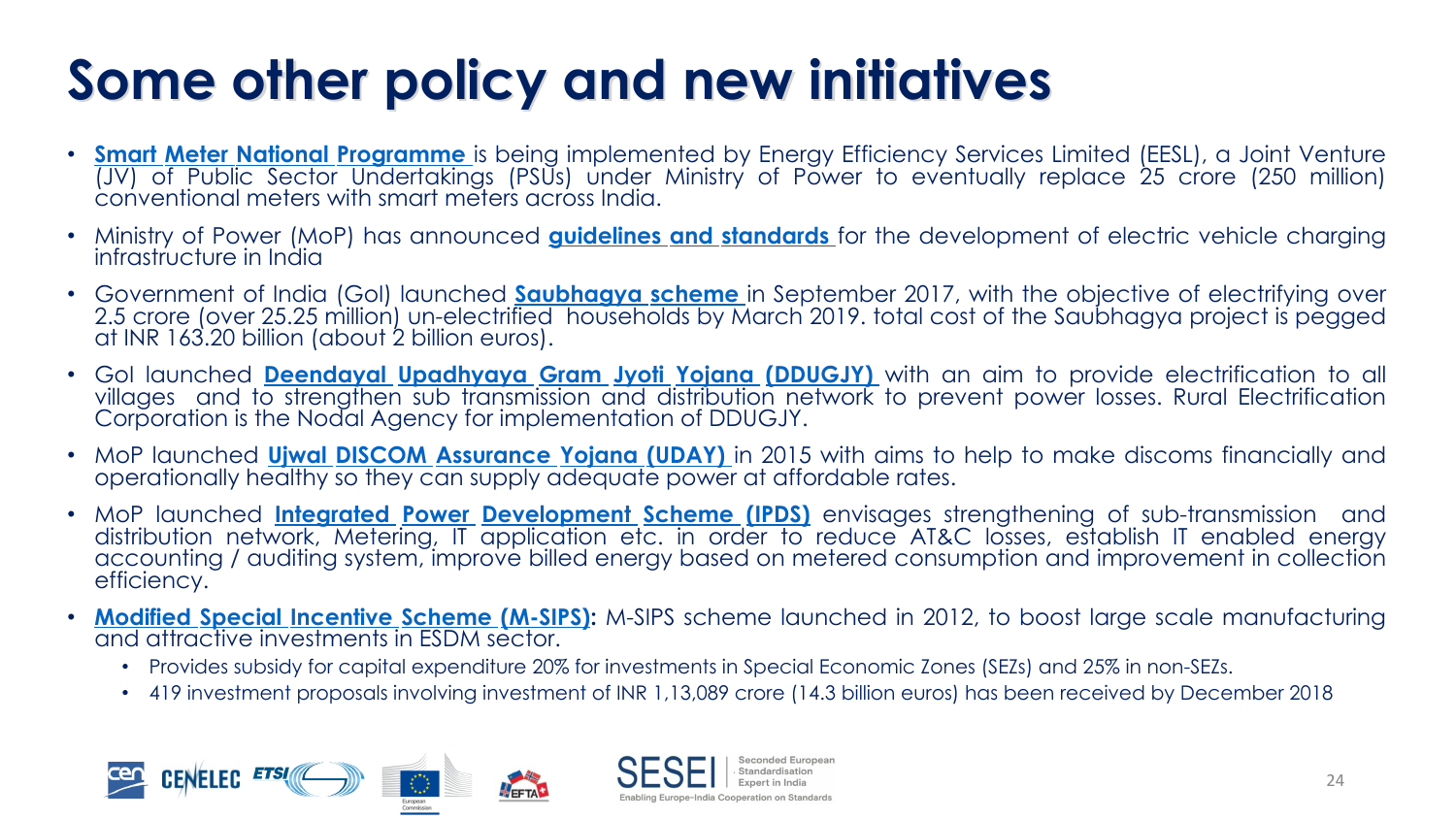# Some other policy and new initiatives

- **Smart Meter National Programme** is being implemented by Energy Efficiency Services Limited (EESL), a Joint Venture (JV) of Public Sector Undertakings (PSUs) under Ministry of Power to eventually replace 25 crore (250 million) conventional meters with smart meters across India.
- Ministry of Power (MoP) has announced **guidelines and standards** for the development of electric vehicle charging infrastructure in India
- Government of India (GoI) launched **Saubhagya scheme** in September 2017, with the objective of electrifying over 2.5 crore (over 25.25 million) un-electrified households by March 2019. total cost of the Saubhagya project is pegged at INR 163.20 billion (about 2 billion euros).
- GoI launched **Deendayal Upadhyaya Gram Jyoti Yojana (DDUGJY)** with an aim to provide electrification to all villages and to strengthen sub transmission and distribution network to prevent power losses. Rural Electrification Corporation is the Nodal Agency for implementation of DDUGJY.
- MoP launched **Ujwal DISCOM Assurance Yojana (UDAY)** in 2015 with aims to help to make discoms financially and operationally healthy so they can supply adequate power at affordable rates.
- MoP launched **Integrated Power Development Scheme (IPDS)** envisages strengthening of sub-transmission and distribution network, Metering, IT application etc. in order to reduce AT&C losses, establish IT enabled energy accounting / auditing system, improve billed energy based on metered consumption and improvement in collection efficiency.
- **Modified Special Incentive Scheme (M-SIPS):** M-SIPS scheme launched in 2012, to boost large scale manufacturing and attractive investments in ESDM sector.
  - Provides subsidy for capital expenditure 20% for investments in Special Economic Zones (SEZs) and 25% in non-SEZs.
  - 419 investment proposals involving investment of INR 1,13,089 crore (14.3 billion euros) has been received by December 2018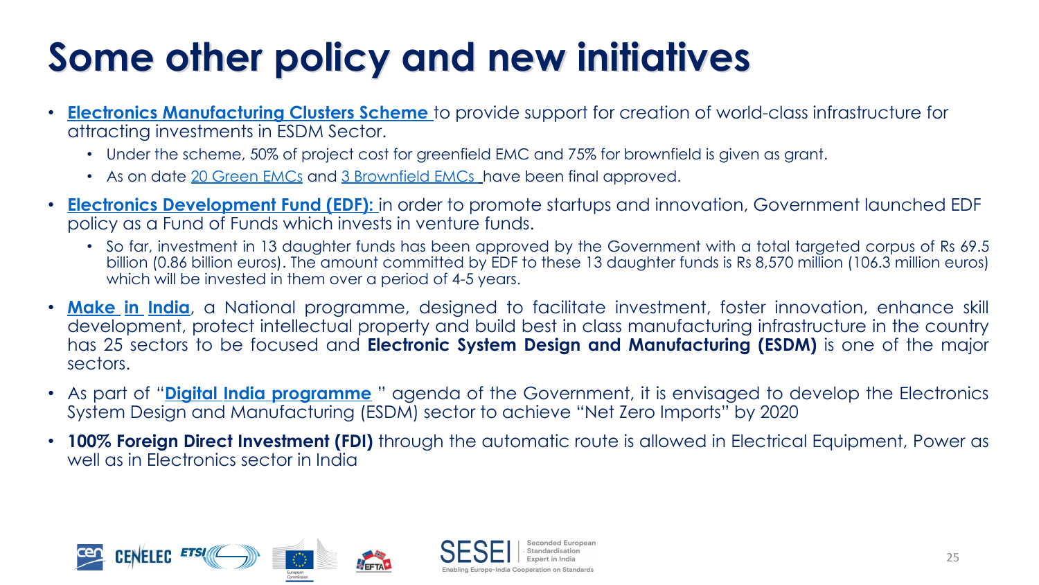# Some other policy and new initiatives

- **Electronics Manufacturing Clusters Scheme** to provide support for creation of world-class infrastructure for attracting investments in ESDM Sector.
  - Under the scheme, 50% of project cost for greenfield EMC and 75% for brownfield is given as grant.
  - As on date 20 Green EMCs and 3 Brownfield EMCs have been final approved.
- **Electronics Development Fund (EDF):** in order to promote startups and innovation, Government launched EDF policy as a Fund of Funds which invests in venture funds.
  - So far, investment in 13 daughter funds has been approved by the Government with a total targeted corpus of Rs 69.5 billion (0.86 billion euros). The amount committed by EDF to these 13 daughter funds is Rs 8,570 million (106.3 million euros) which will be invested in them over a period of 4-5 years.
- **Make in India**, a National programme, designed to facilitate investment, foster innovation, enhance skill development, protect intellectual property and build best in class manufacturing infrastructure in the country has 25 sectors to be focused and **Electronic System Design and Manufacturing (ESDM)** is one of the major sectors.
- As part of "**Digital India programme** " agenda of the Government, it is envisaged to develop the Electronics System Design and Manufacturing (ESDM) sector to achieve "Net Zero Imports" by 2020
- **100% Foreign Direct Investment (FDI)** through the automatic route is allowed in Electrical Equipment, Power as well as in Electronics sector in India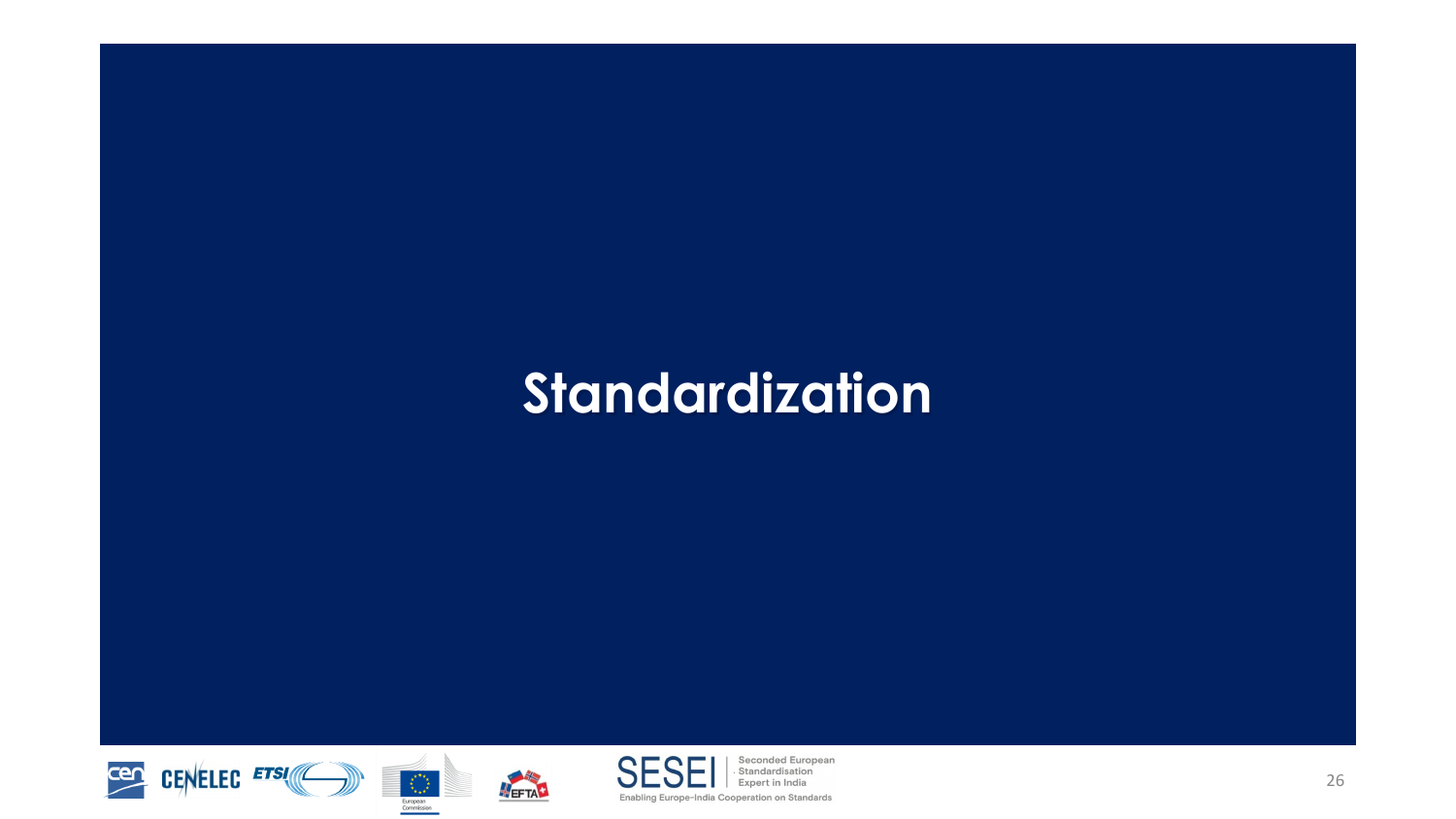# Standardization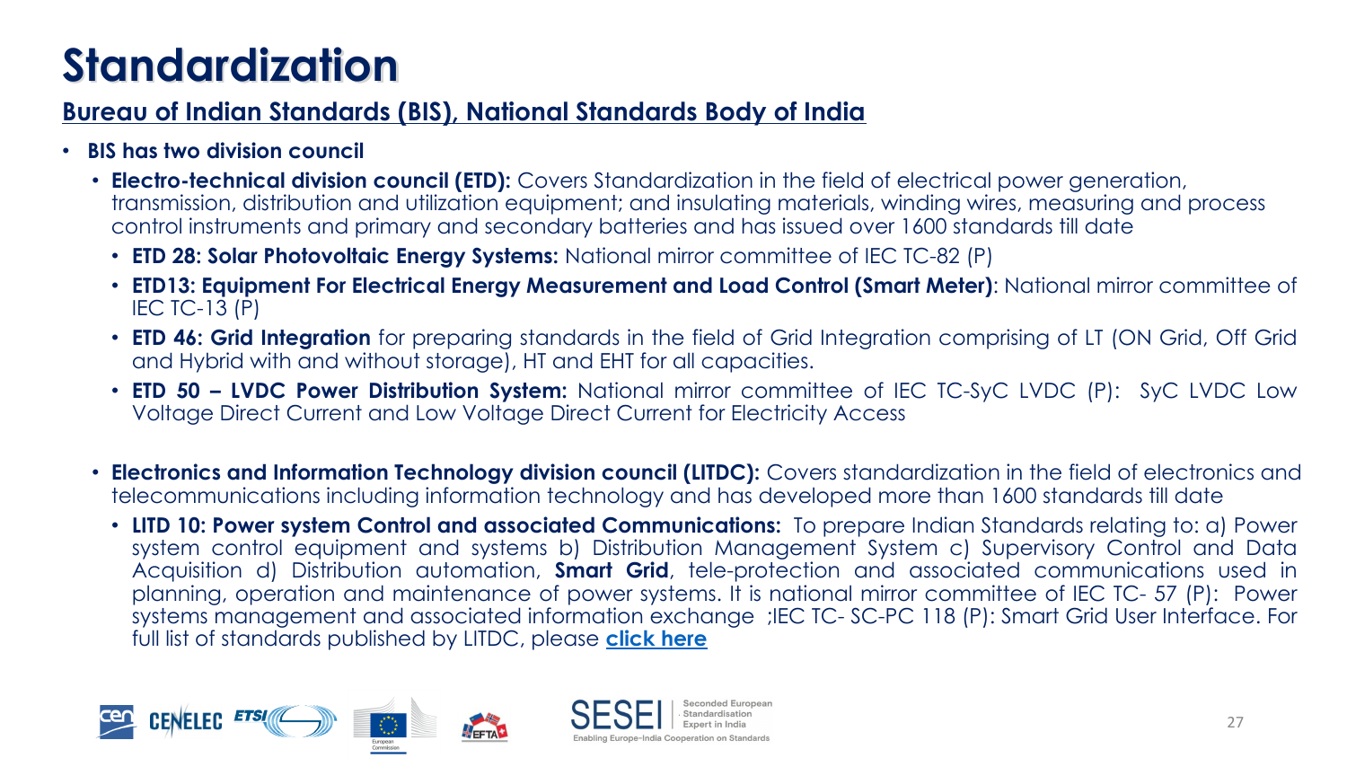# Standardization

## Bureau of Indian Standards (BIS), National Standards Body of India

- **BIS has two division council**
  - **Electro-technical division council (ETD):** Covers Standardization in the field of electrical power generation, transmission, distribution and utilization equipment; and insulating materials, winding wires, measuring and process control instruments and primary and secondary batteries and has issued over 1600 standards till date
    - **ETD 28: Solar Photovoltaic Energy Systems:** National mirror committee of IEC TC-82 (P)
    - **ETD13: Equipment For Electrical Energy Measurement and Load Control (Smart Meter)**: National mirror committee of IEC TC-13 (P)
    - **ETD 46: Grid Integration** for preparing standards in the field of Grid Integration comprising of LT (ON Grid, Off Grid and Hybrid with and without storage), HT and EHT for all capacities.
    - **ETD 50 – LVDC Power Distribution System:** National mirror committee of IEC TC-SyC LVDC (P): SyC LVDC Low Voltage Direct Current and Low Voltage Direct Current for Electricity Access
  - **Electronics and Information Technology division council (LITDC):** Covers standardization in the field of electronics and telecommunications including information technology and has developed more than 1600 standards till date
    - **LITD 10: Power system Control and associated Communications:** To prepare Indian Standards relating to: a) Power system control equipment and systems b) Distribution Management System c) Supervisory Control and Data Acquisition d) Distribution automation, **Smart Grid**, tele-protection and associated communications used in planning, operation and maintenance of power systems. It is national mirror committee of IEC TC- 57 (P): Power systems management and associated information exchange ;IEC TC- SC-PC 118 (P): Smart Grid User Interface. For full list of standards published by LITDC, please **click here**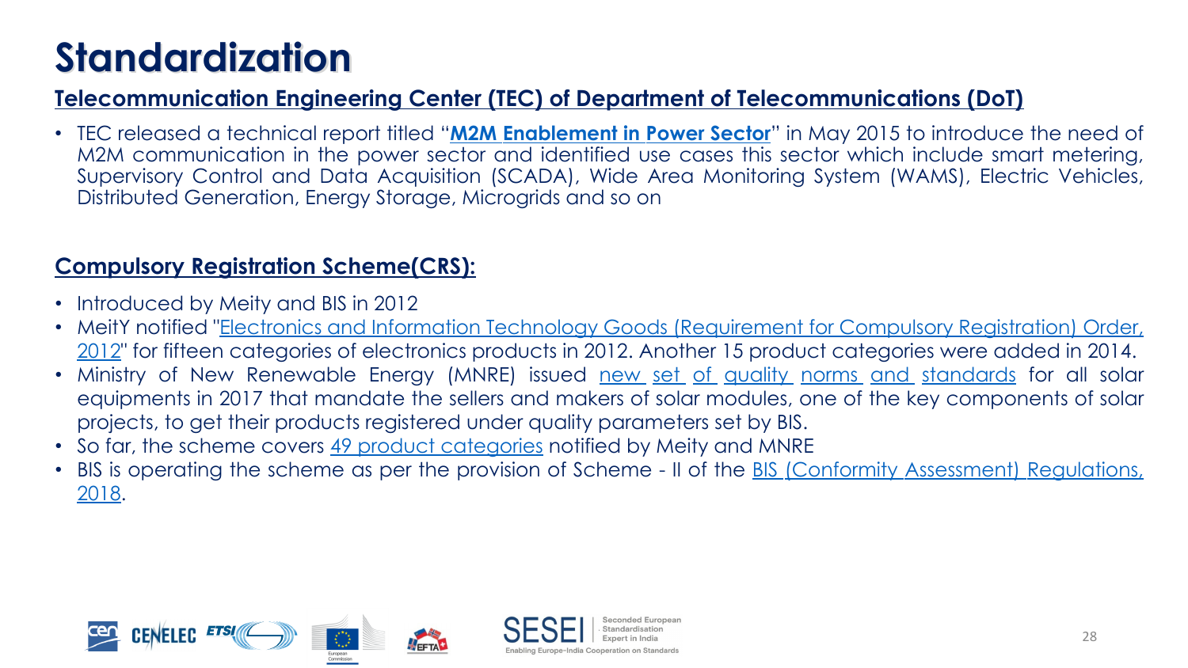# Standardization

## Telecommunication Engineering Center (TEC) of Department of Telecommunications (DoT)

- TEC released a technical report titled "**M2M Enablement in Power Sector**" in May 2015 to introduce the need of M2M communication in the power sector and identified use cases this sector which include smart metering, Supervisory Control and Data Acquisition (SCADA), Wide Area Monitoring System (WAMS), Electric Vehicles, Distributed Generation, Energy Storage, Microgrids and so on

## Compulsory Registration Scheme(CRS):

- Introduced by Meity and BIS in 2012
- MeitY notified "Electronics and Information Technology Goods (Requirement for Compulsory Registration) Order, 2012" for fifteen categories of electronics products in 2012. Another 15 product categories were added in 2014.
- Ministry of New Renewable Energy (MNRE) issued new set of quality norms and standards for all solar equipments in 2017 that mandate the sellers and makers of solar modules, one of the key components of solar projects, to get their products registered under quality parameters set by BIS.
- So far, the scheme covers 49 product categories notified by Meity and MNRE
- BIS is operating the scheme as per the provision of Scheme - II of the BIS (Conformity Assessment) Regulations, 2018.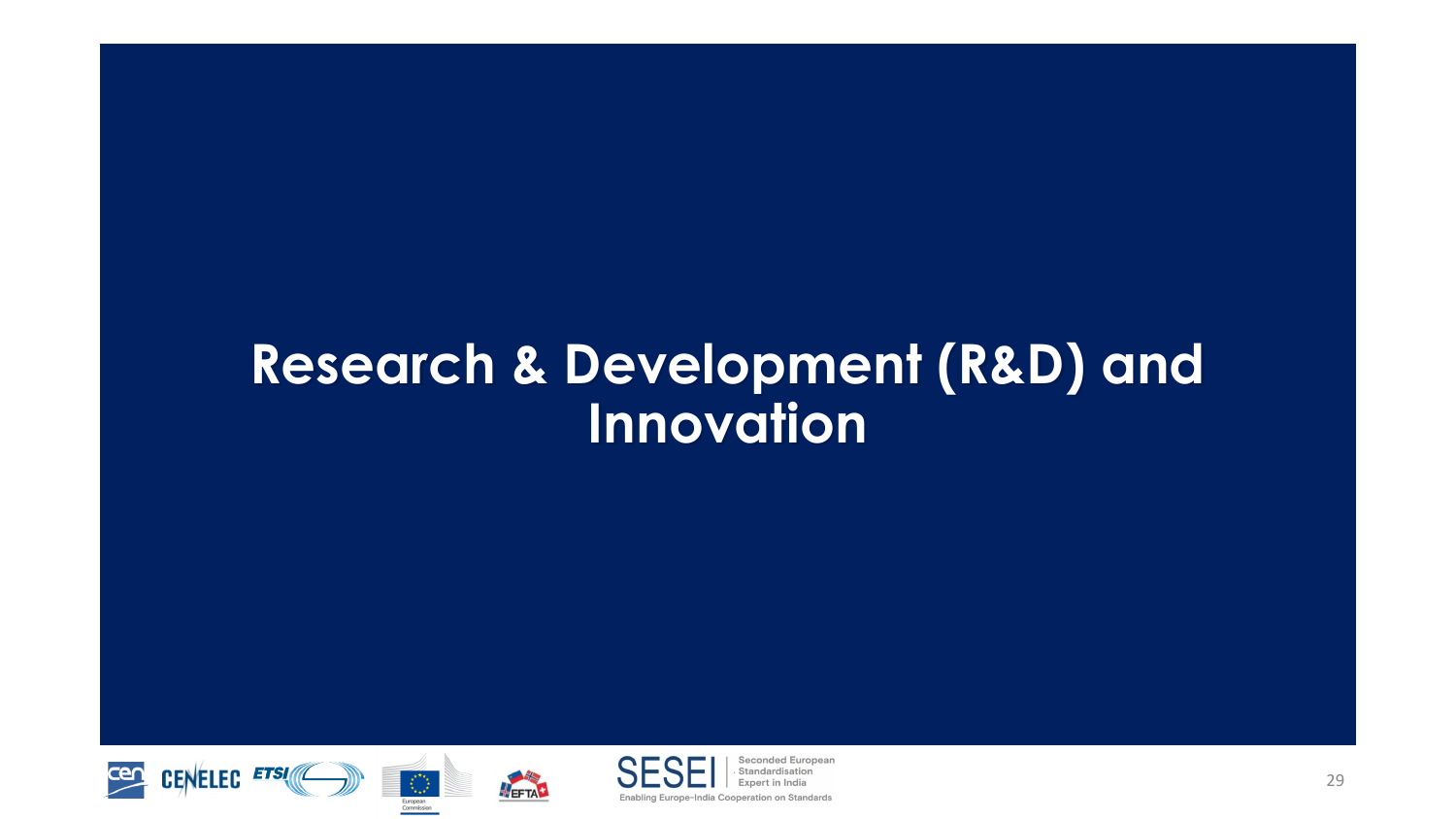# Research & Development (R&D) and Innovation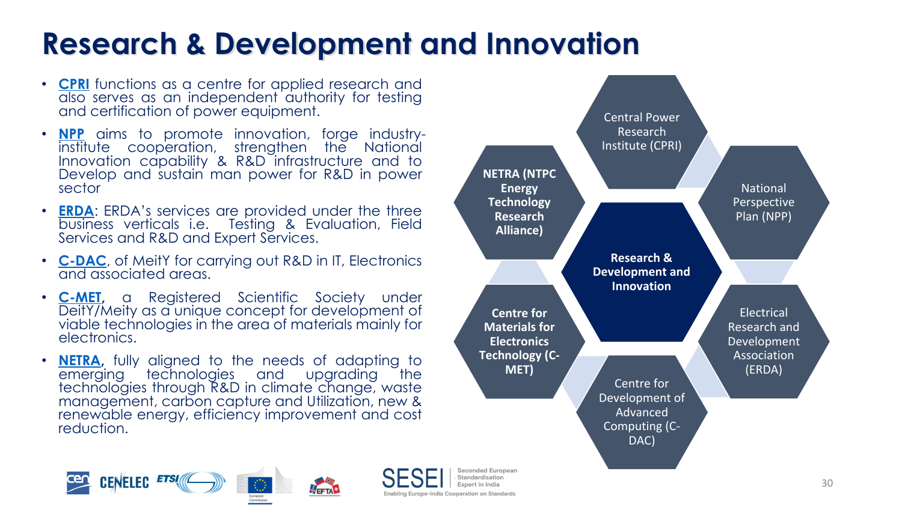# Research & Development and Innovation

- **CPRI** functions as a centre for applied research and also serves as an independent authority for testing and certification of power equipment.
- **NPP** aims to promote innovation, forge industry-institute cooperation, strengthen the National Innovation capability & R&D infrastructure and to Develop and sustain man power for R&D in power sector
- **ERDA**: ERDA's services are provided under the three business verticals i.e. Testing & Evaluation, Field Services and R&D and Expert Services.
- **C-DAC**, of MeitY for carrying out R&D in IT, Electronics and associated areas.
- **C-MET**, a Registered Scientific Society under DeitY/Meity as a unique concept for development of viable technologies in the area of materials mainly for electronics.
- **NETRA**, fully aligned to the needs of adapting to emerging technologies and upgrading the technologies through R&D in climate change, waste management, carbon capture and Utilization, new & renewable energy, efficiency improvement and cost reduction.

**Research & Development and Innovation**

- Central Power Research Institute (CPRI)
- National Perspective Plan (NPP)
- Electrical Research and Development Association (ERDA)
- Centre for Development of Advanced Computing (C-DAC)
- **Centre for Materials for Electronics Technology (C-MET)**
- **NETRA (NTPC Energy Technology Research Alliance)**

SESEI Seconded European Standardisation Expert in India

Enabling Europe-India Cooperation on Standards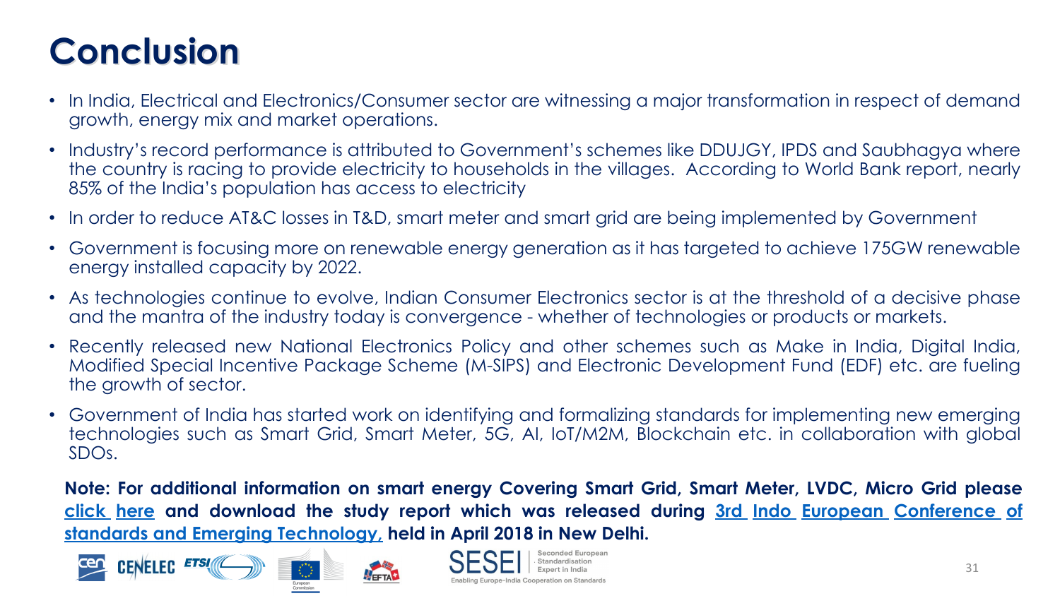# Conclusion

- In India, Electrical and Electronics/Consumer sector are witnessing a major transformation in respect of demand growth, energy mix and market operations.
- Industry's record performance is attributed to Government's schemes like DDUJGY, IPDS and Saubhagya where the country is racing to provide electricity to households in the villages. According to World Bank report, nearly 85% of the India's population has access to electricity
- In order to reduce AT&C losses in T&D, smart meter and smart grid are being implemented by Government
- Government is focusing more on renewable energy generation as it has targeted to achieve 175GW renewable energy installed capacity by 2022.
- As technologies continue to evolve, Indian Consumer Electronics sector is at the threshold of a decisive phase and the mantra of the industry today is convergence - whether of technologies or products or markets.
- Recently released new National Electronics Policy and other schemes such as Make in India, Digital India, Modified Special Incentive Package Scheme (M-SIPS) and Electronic Development Fund (EDF) etc. are fueling the growth of sector.
- Government of India has started work on identifying and formalizing standards for implementing new emerging technologies such as Smart Grid, Smart Meter, 5G, AI, IoT/M2M, Blockchain etc. in collaboration with global SDOs.

**Note: For additional information on smart energy Covering Smart Grid, Smart Meter, LVDC, Micro Grid please click here and download the study report which was released during 3rd Indo European Conference of standards and Emerging Technology, held in April 2018 in New Delhi.**

CEN CENELEC ETSI European Commission EFTA SESEI Seconded European Standardisation Expert in India — Enabling Europe-India Cooperation on Standards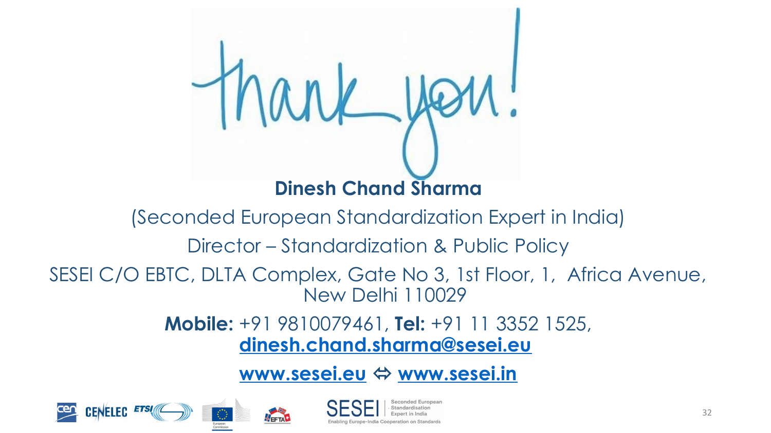thank you!

**Dinesh Chand Sharma**

(Seconded European Standardization Expert in India)

Director – Standardization & Public Policy

SESEI C/O EBTC, DLTA Complex, Gate No 3, 1st Floor, 1, Africa Avenue, New Delhi 110029

**Mobile:** +91 9810079461, **Tel:** +91 11 3352 1525, **dinesh.chand.sharma@sesei.eu**

**www.sesei.eu** ⇔ **www.sesei.in**

SESEI | Seconded European Standardisation Expert in India

Enabling Europe-India Cooperation on Standards